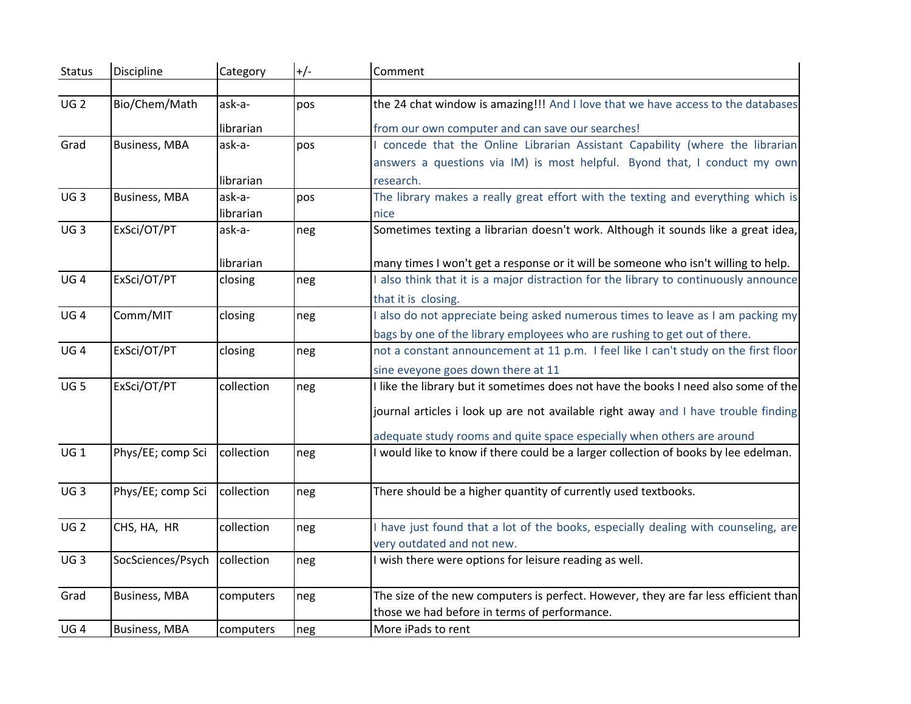| Status | Discipline | Category | +/- | Comment |
|---|---|---|---|---|
| | | | | |
| UG 2 | Bio/Chem/Math | ask-a-librarian | pos | the 24 chat window is amazing!!! And I love that we have access to the databases from our own computer and can save our searches! |
| Grad | Business, MBA | ask-a-librarian | pos | I concede that the Online Librarian Assistant Capability (where the librarian answers a questions via IM) is most helpful. Byond that, I conduct my own research. |
| UG 3 | Business, MBA | ask-a-librarian | pos | The library makes a really great effort with the texting and everything which is nice |
| UG 3 | ExSci/OT/PT | ask-a-librarian | neg | Sometimes texting a librarian doesn't work. Although it sounds like a great idea, many times I won't get a response or it will be someone who isn't willing to help. |
| UG 4 | ExSci/OT/PT | closing | neg | I also think that it is a major distraction for the library to continuously announce that it is closing. |
| UG 4 | Comm/MIT | closing | neg | I also do not appreciate being asked numerous times to leave as I am packing my bags by one of the library employees who are rushing to get out of there. |
| UG 4 | ExSci/OT/PT | closing | neg | not a constant announcement at 11 p.m. I feel like I can't study on the first floor sine eveyone goes down there at 11 |
| UG 5 | ExSci/OT/PT | collection | neg | I like the library but it sometimes does not have the books I need also some of the journal articles i look up are not available right away and I have trouble finding adequate study rooms and quite space especially when others are around |
| UG 1 | Phys/EE; comp Sci | collection | neg | I would like to know if there could be a larger collection of books by lee edelman. |
| UG 3 | Phys/EE; comp Sci | collection | neg | There should be a higher quantity of currently used textbooks. |
| UG 2 | CHS, HA, HR | collection | neg | I have just found that a lot of the books, especially dealing with counseling, are very outdated and not new. |
| UG 3 | SocSciences/Psych | collection | neg | I wish there were options for leisure reading as well. |
| Grad | Business, MBA | computers | neg | The size of the new computers is perfect. However, they are far less efficient than those we had before in terms of performance. |
| UG 4 | Business, MBA | computers | neg | More iPads to rent |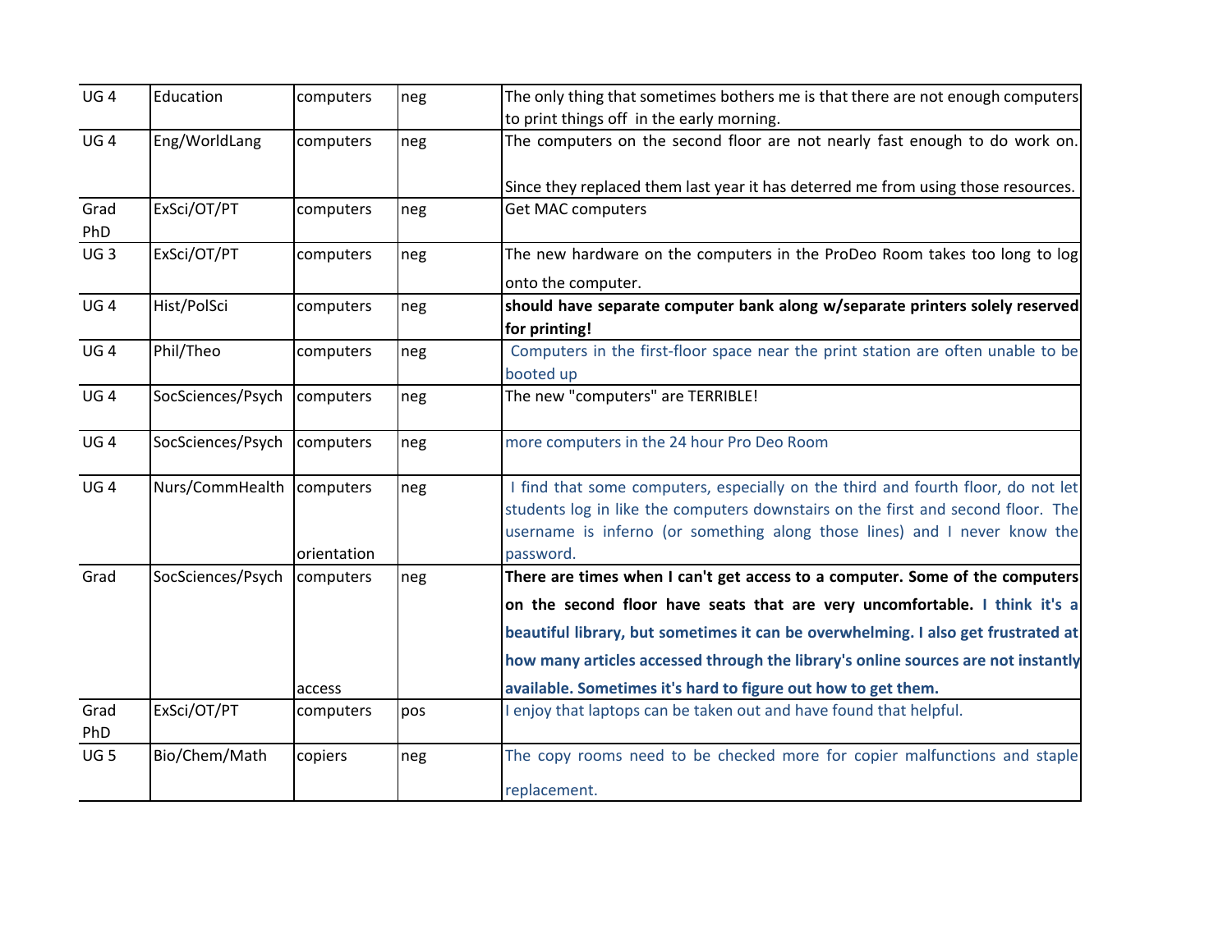| | | | | |
|---|---|---|---|---|
| UG 4 | Education | computers | neg | The only thing that sometimes bothers me is that there are not enough computers to print things off in the early morning. |
| UG 4 | Eng/WorldLang | computers | neg | The computers on the second floor are not nearly fast enough to do work on. Since they replaced them last year it has deterred me from using those resources. |
| Grad PhD | ExSci/OT/PT | computers | neg | Get MAC computers |
| UG 3 | ExSci/OT/PT | computers | neg | The new hardware on the computers in the ProDeo Room takes too long to log onto the computer. |
| UG 4 | Hist/PolSci | computers | neg | **should have separate computer bank along w/separate printers solely reserved for printing!** |
| UG 4 | Phil/Theo | computers | neg | Computers in the first-floor space near the print station are often unable to be booted up |
| UG 4 | SocSciences/Psych | computers | neg | The new "computers" are TERRIBLE! |
| UG 4 | SocSciences/Psych | computers | neg | more computers in the 24 hour Pro Deo Room |
| UG 4 | Nurs/CommHealth | computers orientation | neg | I find that some computers, especially on the third and fourth floor, do not let students log in like the computers downstairs on the first and second floor. The username is inferno (or something along those lines) and I never know the password. |
| Grad | SocSciences/Psych | computers access | neg | **There are times when I can't get access to a computer. Some of the computers on the second floor have seats that are very uncomfortable. I think it's a beautiful library, but sometimes it can be overwhelming. I also get frustrated at how many articles accessed through the library's online sources are not instantly available. Sometimes it's hard to figure out how to get them.** |
| Grad PhD | ExSci/OT/PT | computers | pos | I enjoy that laptops can be taken out and have found that helpful. |
| UG 5 | Bio/Chem/Math | copiers | neg | The copy rooms need to be checked more for copier malfunctions and staple replacement. |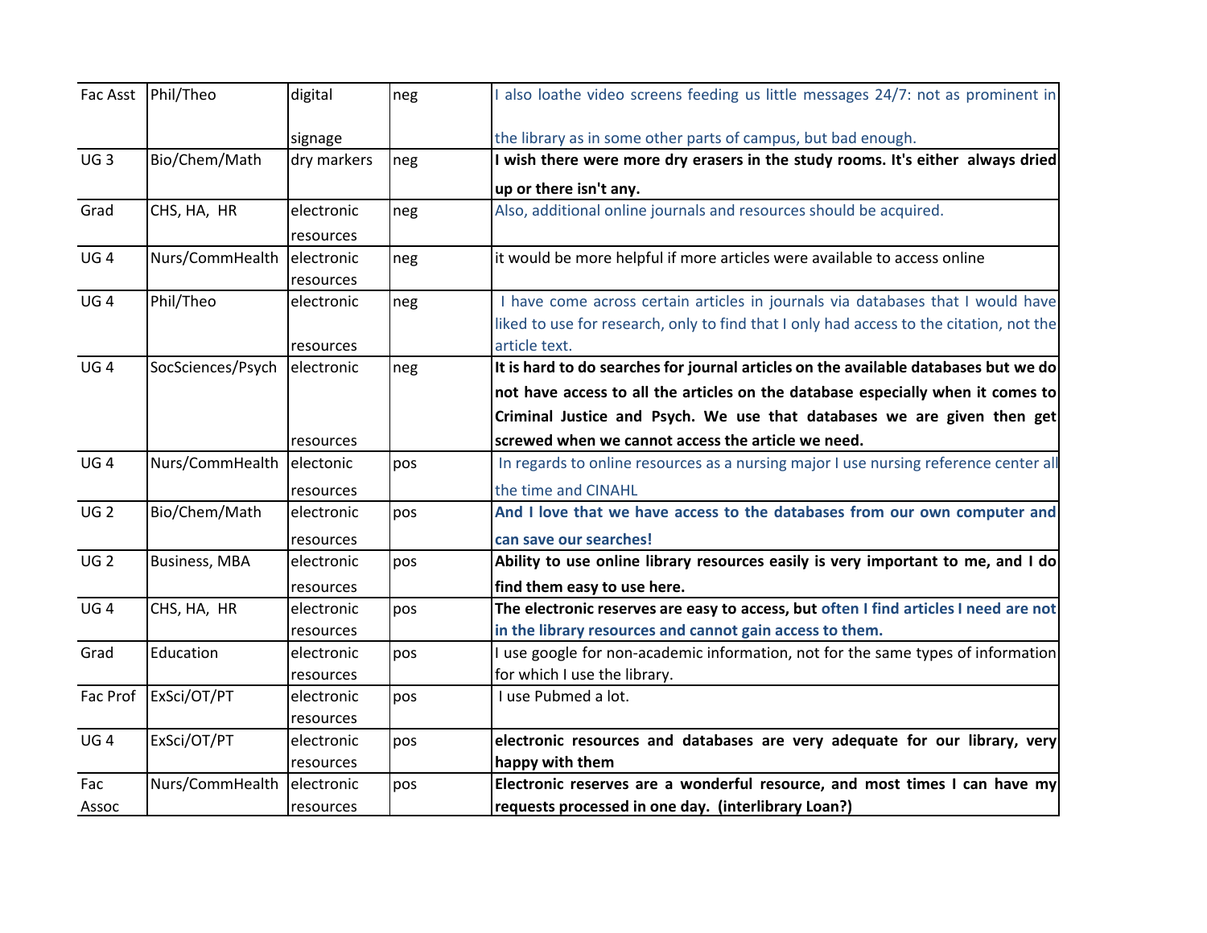| Fac Asst | Phil/Theo | digital signage | neg | I also loathe video screens feeding us little messages 24/7: not as prominent in the library as in some other parts of campus, but bad enough. |
|---|---|---|---|---|
| UG 3 | Bio/Chem/Math | dry markers | neg | **I wish there were more dry erasers in the study rooms. It's either always dried up or there isn't any.** |
| Grad | CHS, HA, HR | electronic resources | neg | Also, additional online journals and resources should be acquired. |
| UG 4 | Nurs/CommHealth | electronic resources | neg | it would be more helpful if more articles were available to access online |
| UG 4 | Phil/Theo | electronic resources | neg | I have come across certain articles in journals via databases that I would have liked to use for research, only to find that I only had access to the citation, not the article text. |
| UG 4 | SocSciences/Psych | electronic resources | neg | **It is hard to do searches for journal articles on the available databases but we do not have access to all the articles on the database especially when it comes to Criminal Justice and Psych. We use that databases we are given then get screwed when we cannot access the article we need.** |
| UG 4 | Nurs/CommHealth | electonic resources | pos | In regards to online resources as a nursing major I use nursing reference center all the time and CINAHL |
| UG 2 | Bio/Chem/Math | electronic resources | pos | **And I love that we have access to the databases from our own computer and can save our searches!** |
| UG 2 | Business, MBA | electronic resources | pos | **Ability to use online library resources easily is very important to me, and I do find them easy to use here.** |
| UG 4 | CHS, HA, HR | electronic resources | pos | **The electronic reserves are easy to access, but often I find articles I need are not in the library resources and cannot gain access to them.** |
| Grad | Education | electronic resources | pos | I use google for non-academic information, not for the same types of information for which I use the library. |
| Fac Prof | ExSci/OT/PT | electronic resources | pos | I use Pubmed a lot. |
| UG 4 | ExSci/OT/PT | electronic resources | pos | **electronic resources and databases are very adequate for our library, very happy with them** |
| Fac Assoc | Nurs/CommHealth | electronic resources | pos | **Electronic reserves are a wonderful resource, and most times I can have my requests processed in one day. (interlibrary Loan?)** |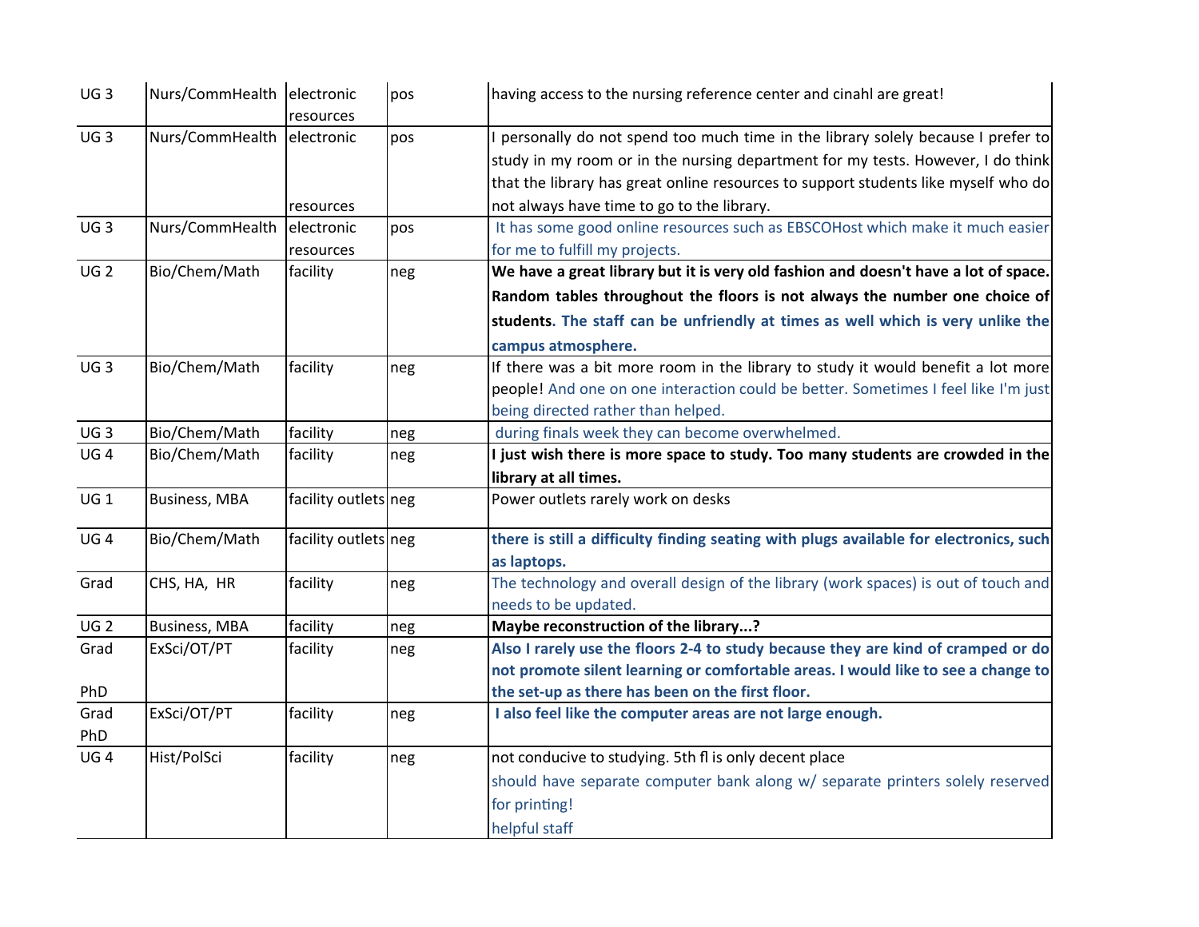| | | | | |
|---|---|---|---|---|
| UG 3 | Nurs/CommHealth | electronic resources | pos | having access to the nursing reference center and cinahl are great! |
| UG 3 | Nurs/CommHealth | electronic resources | pos | I personally do not spend too much time in the library solely because I prefer to study in my room or in the nursing department for my tests. However, I do think that the library has great online resources to support students like myself who do not always have time to go to the library. |
| UG 3 | Nurs/CommHealth | electronic resources | pos | It has some good online resources such as EBSCOHost which make it much easier for me to fulfill my projects. |
| UG 2 | Bio/Chem/Math | facility | neg | **We have a great library but it is very old fashion and doesn't have a lot of space. Random tables throughout the floors is not always the number one choice of students. The staff can be unfriendly at times as well which is very unlike the campus atmosphere.** |
| UG 3 | Bio/Chem/Math | facility | neg | If there was a bit more room in the library to study it would benefit a lot more people! And one on one interaction could be better. Sometimes I feel like I'm just being directed rather than helped. |
| UG 3 | Bio/Chem/Math | facility | neg | during finals week they can become overwhelmed. |
| UG 4 | Bio/Chem/Math | facility | neg | **I just wish there is more space to study. Too many students are crowded in the library at all times.** |
| UG 1 | Business, MBA | facility outlets | neg | Power outlets rarely work on desks |
| UG 4 | Bio/Chem/Math | facility outlets | neg | **there is still a difficulty finding seating with plugs available for electronics, such as laptops.** |
| Grad | CHS, HA, HR | facility | neg | The technology and overall design of the library (work spaces) is out of touch and needs to be updated. |
| UG 2 | Business, MBA | facility | neg | **Maybe reconstruction of the library...?** |
| Grad PhD | ExSci/OT/PT | facility | neg | **Also I rarely use the floors 2-4 to study because they are kind of cramped or do not promote silent learning or comfortable areas. I would like to see a change to the set-up as there has been on the first floor.** |
| Grad PhD | ExSci/OT/PT | facility | neg | **I also feel like the computer areas are not large enough.** |
| UG 4 | Hist/PolSci | facility | neg | not conducive to studying. 5th fl is only decent place<br>should have separate computer bank along w/ separate printers solely reserved for printing!<br>helpful staff |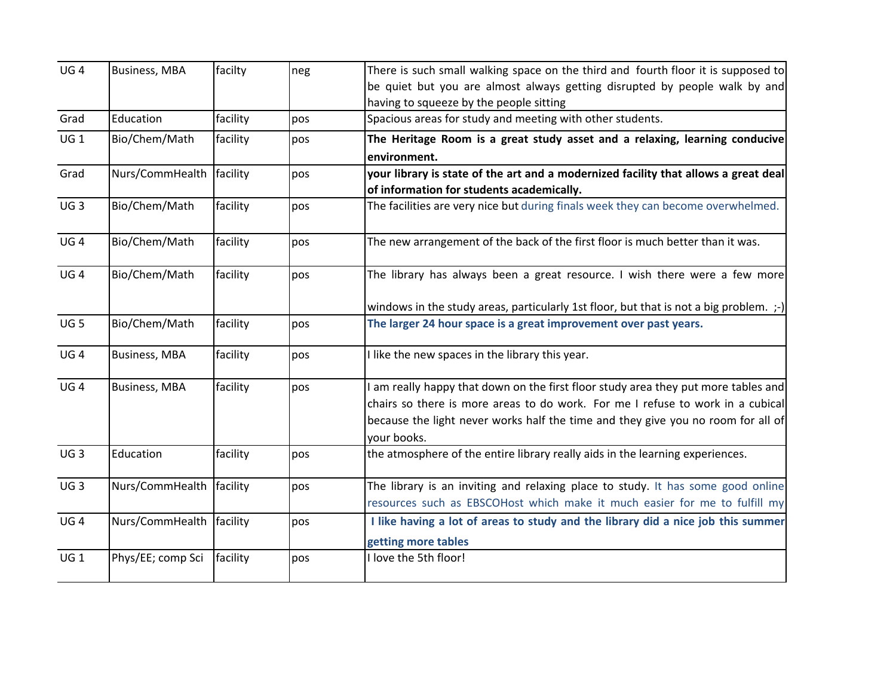| | | | | |
|---|---|---|---|---|
| UG 4 | Business, MBA | facilty | neg | There is such small walking space on the third and fourth floor it is supposed to be quiet but you are almost always getting disrupted by people walk by and having to squeeze by the people sitting |
| Grad | Education | facility | pos | Spacious areas for study and meeting with other students. |
| UG 1 | Bio/Chem/Math | facility | pos | **The Heritage Room is a great study asset and a relaxing, learning conducive environment.** |
| Grad | Nurs/CommHealth | facility | pos | **your library is state of the art and a modernized facility that allows a great deal of information for students academically.** |
| UG 3 | Bio/Chem/Math | facility | pos | The facilities are very nice but during finals week they can become overwhelmed. |
| UG 4 | Bio/Chem/Math | facility | pos | The new arrangement of the back of the first floor is much better than it was. |
| UG 4 | Bio/Chem/Math | facility | pos | The library has always been a great resource. I wish there were a few more windows in the study areas, particularly 1st floor, but that is not a big problem. ;-) |
| UG 5 | Bio/Chem/Math | facility | pos | **The larger 24 hour space is a great improvement over past years.** |
| UG 4 | Business, MBA | facility | pos | I like the new spaces in the library this year. |
| UG 4 | Business, MBA | facility | pos | I am really happy that down on the first floor study area they put more tables and chairs so there is more areas to do work. For me I refuse to work in a cubical because the light never works half the time and they give you no room for all of your books. |
| UG 3 | Education | facility | pos | the atmosphere of the entire library really aids in the learning experiences. |
| UG 3 | Nurs/CommHealth | facility | pos | The library is an inviting and relaxing place to study. It has some good online resources such as EBSCOHost which make it much easier for me to fulfill my |
| UG 4 | Nurs/CommHealth | facility | pos | **I like having a lot of areas to study and the library did a nice job this summer getting more tables** |
| UG 1 | Phys/EE; comp Sci | facility | pos | I love the 5th floor! |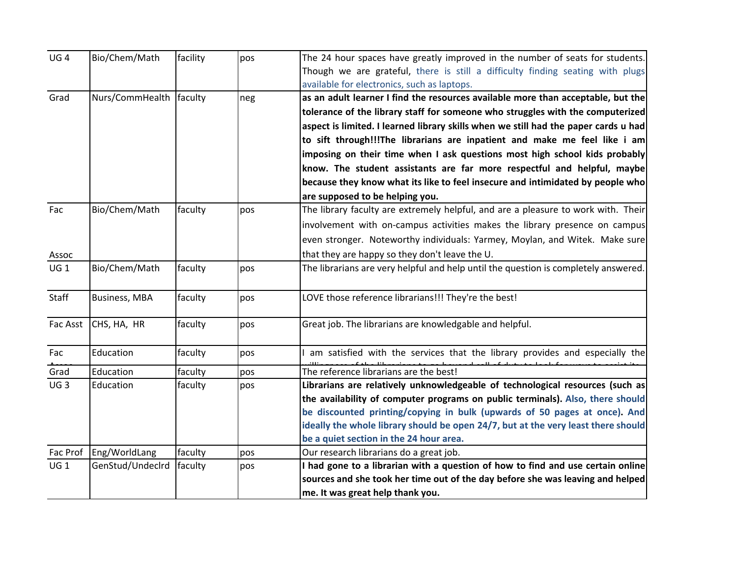| | | | | |
|---|---|---|---|---|
| UG 4 | Bio/Chem/Math | facility | pos | The 24 hour spaces have greatly improved in the number of seats for students. Though we are grateful, there is still a difficulty finding seating with plugs available for electronics, such as laptops. |
| Grad | Nurs/CommHealth | faculty | neg | **as an adult learner I find the resources available more than acceptable, but the tolerance of the library staff for someone who struggles with the computerized aspect is limited. I learned library skills when we still had the paper cards u had to sift through!!!The librarians are inpatient and make me feel like i am imposing on their time when I ask questions most high school kids probably know. The student assistants are far more respectful and helpful, maybe because they know what its like to feel insecure and intimidated by people who are supposed to be helping you.** |
| Fac Assoc | Bio/Chem/Math | faculty | pos | The library faculty are extremely helpful, and are a pleasure to work with. Their involvement with on-campus activities makes the library presence on campus even stronger. Noteworthy individuals: Yarmey, Moylan, and Witek. Make sure that they are happy so they don't leave the U. |
| UG 1 | Bio/Chem/Math | faculty | pos | The librarians are very helpful and help until the question is completely answered. |
| Staff | Business, MBA | faculty | pos | LOVE those reference librarians!!! They're the best! |
| Fac Asst | CHS, HA, HR | faculty | pos | Great job. The librarians are knowledgable and helpful. |
| Fac Assoc | Education | faculty | pos | I am satisfied with the services that the library provides and especially the willingness of the librarians to go beyond call of duty to look for ways to assist its |
| Grad | Education | faculty | pos | The reference librarians are the best! |
| UG 3 | Education | faculty | pos | **Librarians are relatively unknowledgeable of technological resources (such as the availability of computer programs on public terminals). Also, there should be discounted printing/copying in bulk (upwards of 50 pages at once). And ideally the whole library should be open 24/7, but at the very least there should be a quiet section in the 24 hour area.** |
| Fac Prof | Eng/WorldLang | faculty | pos | Our research librarians do a great job. |
| UG 1 | GenStud/Undeclrd | faculty | pos | **I had gone to a librarian with a question of how to find and use certain online sources and she took her time out of the day before she was leaving and helped me. It was great help thank you.** |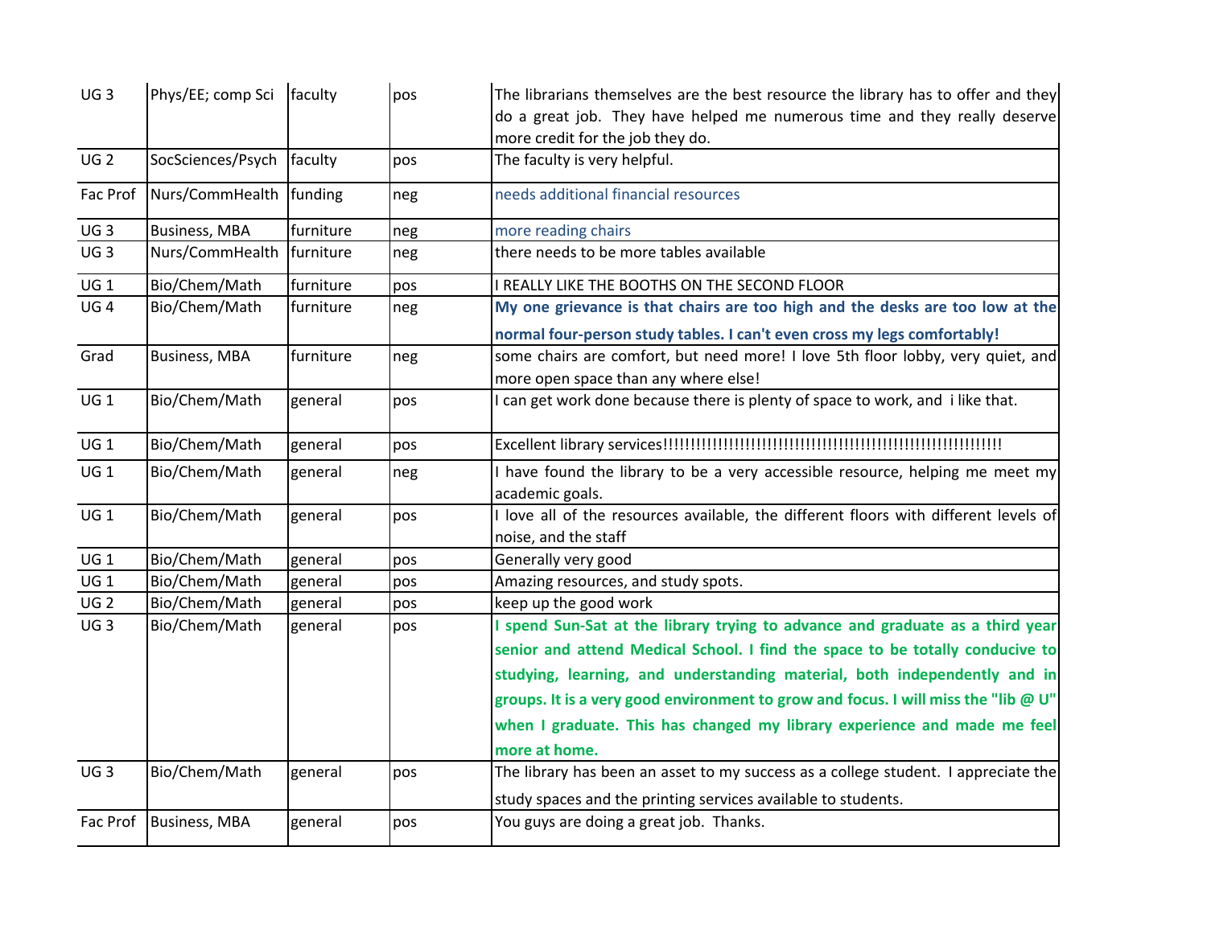| | | | | |
|---|---|---|---|---|
| UG 3 | Phys/EE; comp Sci | faculty | pos | The librarians themselves are the best resource the library has to offer and they do a great job. They have helped me numerous time and they really deserve more credit for the job they do. |
| UG 2 | SocSciences/Psych | faculty | pos | The faculty is very helpful. |
| Fac Prof | Nurs/CommHealth | funding | neg | needs additional financial resources |
| UG 3 | Business, MBA | furniture | neg | more reading chairs |
| UG 3 | Nurs/CommHealth | furniture | neg | there needs to be more tables available |
| UG 1 | Bio/Chem/Math | furniture | pos | I REALLY LIKE THE BOOTHS ON THE SECOND FLOOR |
| UG 4 | Bio/Chem/Math | furniture | neg | **My one grievance is that chairs are too high and the desks are too low at the normal four-person study tables. I can't even cross my legs comfortably!** |
| Grad | Business, MBA | furniture | neg | some chairs are comfort, but need more! I love 5th floor lobby, very quiet, and more open space than any where else! |
| UG 1 | Bio/Chem/Math | general | pos | I can get work done because there is plenty of space to work, and i like that. |
| UG 1 | Bio/Chem/Math | general | pos | Excellent library services!!!!!!!!!!!!!!!!!!!!!!!!!!!!!!!!!!!!!!!!!!!!!!!!!!!!!!!!!!!!!!!!!! |
| UG 1 | Bio/Chem/Math | general | neg | I have found the library to be a very accessible resource, helping me meet my academic goals. |
| UG 1 | Bio/Chem/Math | general | pos | I love all of the resources available, the different floors with different levels of noise, and the staff |
| UG 1 | Bio/Chem/Math | general | pos | Generally very good |
| UG 1 | Bio/Chem/Math | general | pos | Amazing resources, and study spots. |
| UG 2 | Bio/Chem/Math | general | pos | keep up the good work |
| UG 3 | Bio/Chem/Math | general | pos | **I spend Sun-Sat at the library trying to advance and graduate as a third year senior and attend Medical School. I find the space to be totally conducive to studying, learning, and understanding material, both independently and in groups. It is a very good environment to grow and focus. I will miss the "lib @ U" when I graduate. This has changed my library experience and made me feel more at home.** |
| UG 3 | Bio/Chem/Math | general | pos | The library has been an asset to my success as a college student. I appreciate the study spaces and the printing services available to students. |
| Fac Prof | Business, MBA | general | pos | You guys are doing a great job. Thanks. |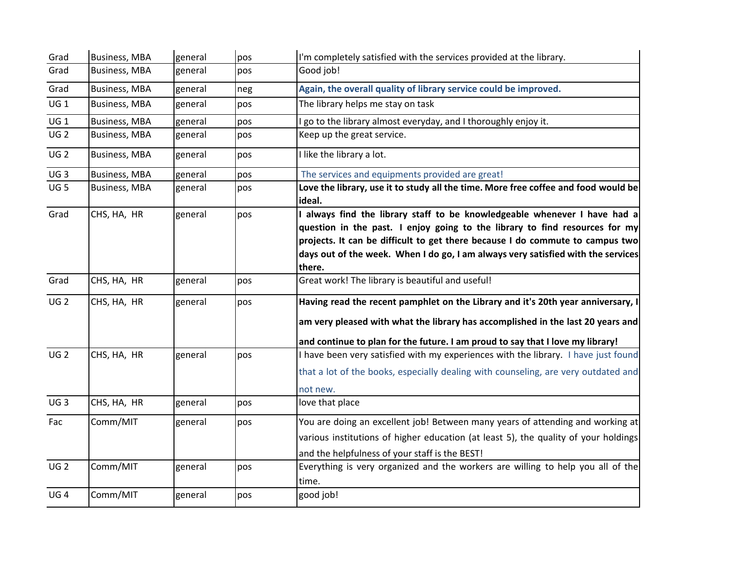| | | | | |
|---|---|---|---|---|
| Grad | Business, MBA | general | pos | I'm completely satisfied with the services provided at the library. |
| Grad | Business, MBA | general | pos | Good job! |
| Grad | Business, MBA | general | neg | **Again, the overall quality of library service could be improved.** |
| UG 1 | Business, MBA | general | pos | The library helps me stay on task |
| UG 1 | Business, MBA | general | pos | I go to the library almost everyday, and I thoroughly enjoy it. |
| UG 2 | Business, MBA | general | pos | Keep up the great service. |
| UG 2 | Business, MBA | general | pos | I like the library a lot. |
| UG 3 | Business, MBA | general | pos | The services and equipments provided are great! |
| UG 5 | Business, MBA | general | pos | **Love the library, use it to study all the time. More free coffee and food would be ideal.** |
| Grad | CHS, HA, HR | general | pos | **I always find the library staff to be knowledgeable whenever I have had a question in the past. I enjoy going to the library to find resources for my projects. It can be difficult to get there because I do commute to campus two days out of the week. When I do go, I am always very satisfied with the services there.** |
| Grad | CHS, HA, HR | general | pos | Great work! The library is beautiful and useful! |
| UG 2 | CHS, HA, HR | general | pos | **Having read the recent pamphlet on the Library and it's 20th year anniversary, I am very pleased with what the library has accomplished in the last 20 years and and continue to plan for the future. I am proud to say that I love my library!** |
| UG 2 | CHS, HA, HR | general | pos | I have been very satisfied with my experiences with the library. I have just found that a lot of the books, especially dealing with counseling, are very outdated and not new. |
| UG 3 | CHS, HA, HR | general | pos | love that place |
| Fac | Comm/MIT | general | pos | You are doing an excellent job! Between many years of attending and working at various institutions of higher education (at least 5), the quality of your holdings and the helpfulness of your staff is the BEST! |
| UG 2 | Comm/MIT | general | pos | Everything is very organized and the workers are willing to help you all of the time. |
| UG 4 | Comm/MIT | general | pos | good job! |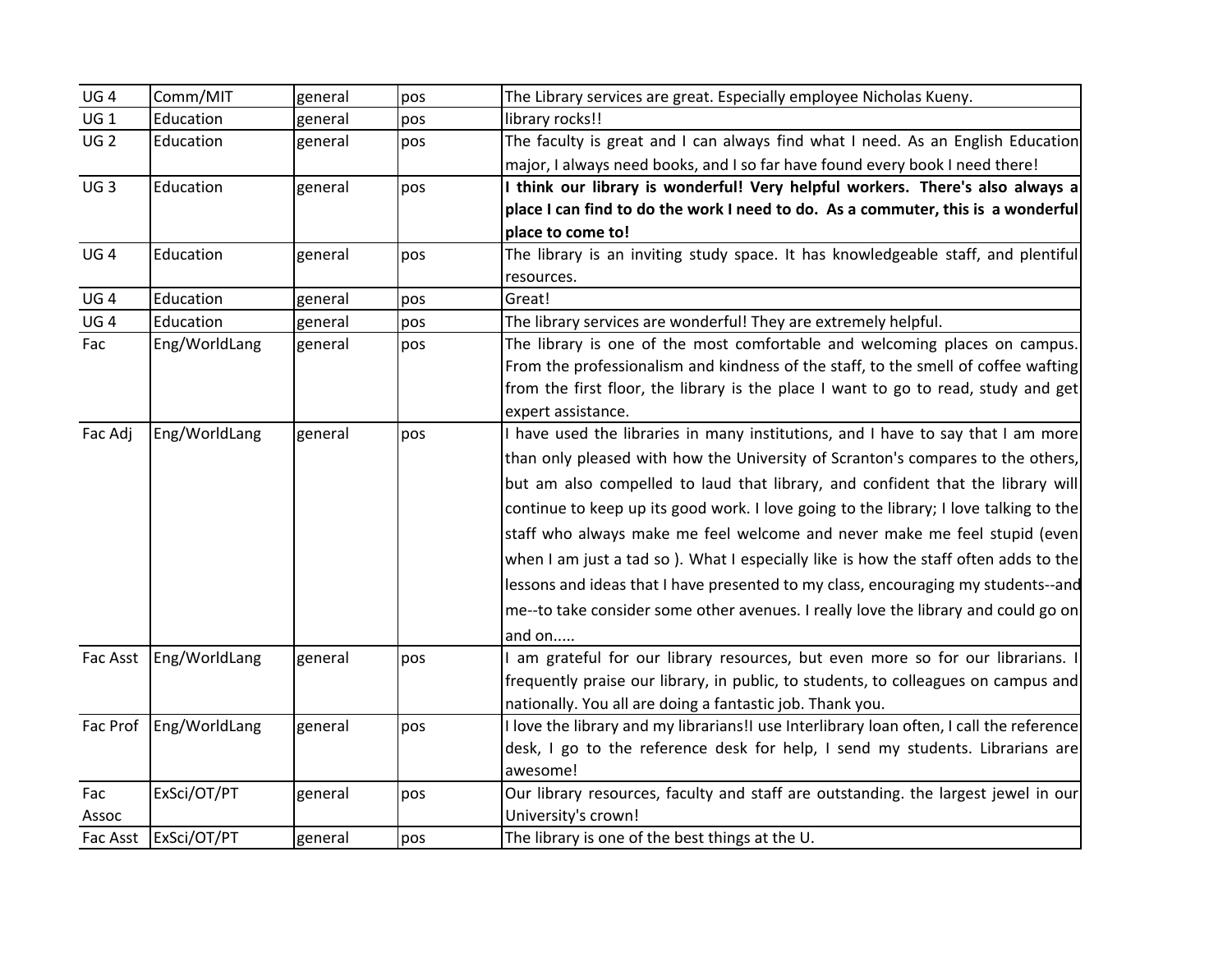| | | | | |
|---|---|---|---|---|
| UG 4 | Comm/MIT | general | pos | The Library services are great. Especially employee Nicholas Kueny. |
| UG 1 | Education | general | pos | library rocks!! |
| UG 2 | Education | general | pos | The faculty is great and I can always find what I need. As an English Education major, I always need books, and I so far have found every book I need there! |
| UG 3 | Education | general | pos | **I think our library is wonderful! Very helpful workers. There's also always a place I can find to do the work I need to do. As a commuter, this is a wonderful place to come to!** |
| UG 4 | Education | general | pos | The library is an inviting study space. It has knowledgeable staff, and plentiful resources. |
| UG 4 | Education | general | pos | Great! |
| UG 4 | Education | general | pos | The library services are wonderful! They are extremely helpful. |
| Fac | Eng/WorldLang | general | pos | The library is one of the most comfortable and welcoming places on campus. From the professionalism and kindness of the staff, to the smell of coffee wafting from the first floor, the library is the place I want to go to read, study and get expert assistance. |
| Fac Adj | Eng/WorldLang | general | pos | I have used the libraries in many institutions, and I have to say that I am more than only pleased with how the University of Scranton's compares to the others, but am also compelled to laud that library, and confident that the library will continue to keep up its good work. I love going to the library; I love talking to the staff who always make me feel welcome and never make me feel stupid (even when I am just a tad so ). What I especially like is how the staff often adds to the lessons and ideas that I have presented to my class, encouraging my students--and me--to take consider some other avenues. I really love the library and could go on and on..... |
| Fac Asst | Eng/WorldLang | general | pos | I am grateful for our library resources, but even more so for our librarians. I frequently praise our library, in public, to students, to colleagues on campus and nationally. You all are doing a fantastic job. Thank you. |
| Fac Prof | Eng/WorldLang | general | pos | I love the library and my librarians!I use Interlibrary loan often, I call the reference desk, I go to the reference desk for help, I send my students. Librarians are awesome! |
| Fac Assoc | ExSci/OT/PT | general | pos | Our library resources, faculty and staff are outstanding. the largest jewel in our University's crown! |
| Fac Asst | ExSci/OT/PT | general | pos | The library is one of the best things at the U. |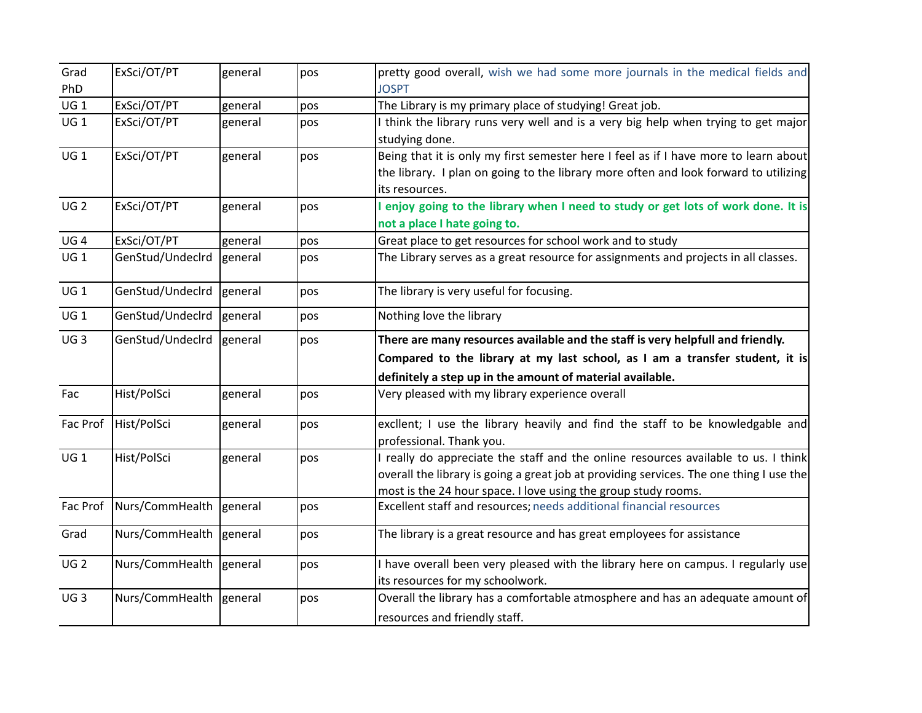| | | | | |
|---|---|---|---|---|
| Grad PhD | ExSci/OT/PT | general | pos | pretty good overall, wish we had some more journals in the medical fields and JOSPT |
| UG 1 | ExSci/OT/PT | general | pos | The Library is my primary place of studying! Great job. |
| UG 1 | ExSci/OT/PT | general | pos | I think the library runs very well and is a very big help when trying to get major studying done. |
| UG 1 | ExSci/OT/PT | general | pos | Being that it is only my first semester here I feel as if I have more to learn about the library. I plan on going to the library more often and look forward to utilizing its resources. |
| UG 2 | ExSci/OT/PT | general | pos | **I enjoy going to the library when I need to study or get lots of work done. It is not a place I hate going to.** |
| UG 4 | ExSci/OT/PT | general | pos | Great place to get resources for school work and to study |
| UG 1 | GenStud/Undeclrd | general | pos | The Library serves as a great resource for assignments and projects in all classes. |
| UG 1 | GenStud/Undeclrd | general | pos | The library is very useful for focusing. |
| UG 1 | GenStud/Undeclrd | general | pos | Nothing love the library |
| UG 3 | GenStud/Undeclrd | general | pos | **There are many resources available and the staff is very helpfull and friendly. Compared to the library at my last school, as I am a transfer student, it is definitely a step up in the amount of material available.** |
| Fac | Hist/PolSci | general | pos | Very pleased with my library experience overall |
| Fac Prof | Hist/PolSci | general | pos | excllent; I use the library heavily and find the staff to be knowledgable and professional. Thank you. |
| UG 1 | Hist/PolSci | general | pos | I really do appreciate the staff and the online resources available to us. I think overall the library is going a great job at providing services. The one thing I use the most is the 24 hour space. I love using the group study rooms. |
| Fac Prof | Nurs/CommHealth | general | pos | Excellent staff and resources; needs additional financial resources |
| Grad | Nurs/CommHealth | general | pos | The library is a great resource and has great employees for assistance |
| UG 2 | Nurs/CommHealth | general | pos | I have overall been very pleased with the library here on campus. I regularly use its resources for my schoolwork. |
| UG 3 | Nurs/CommHealth | general | pos | Overall the library has a comfortable atmosphere and has an adequate amount of resources and friendly staff. |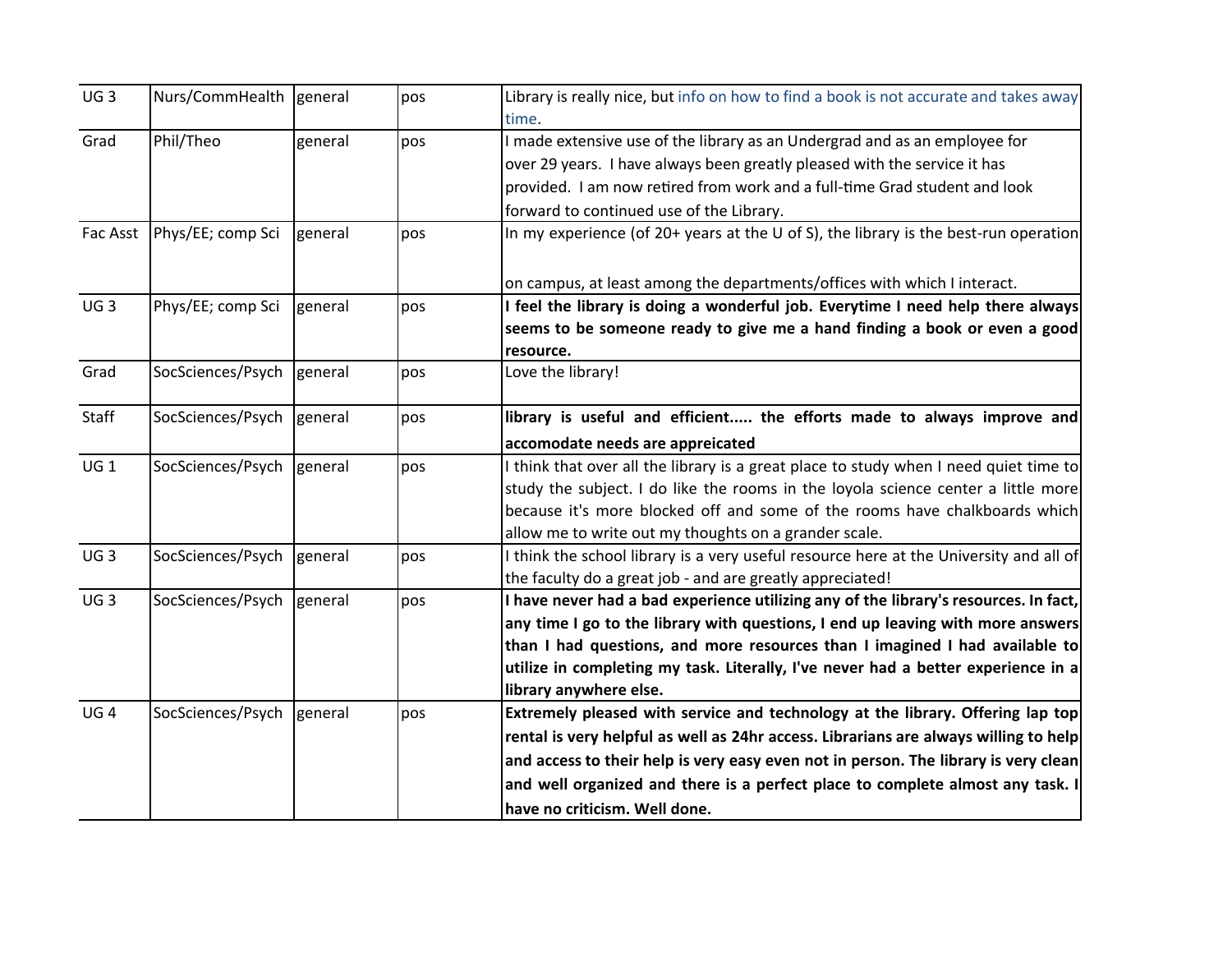| UG 3 | Nurs/CommHealth | general | pos | Library is really nice, but info on how to find a book is not accurate and takes away time. |
|---|---|---|---|---|
| Grad | Phil/Theo | general | pos | I made extensive use of the library as an Undergrad and as an employee for over 29 years. I have always been greatly pleased with the service it has provided. I am now retired from work and a full-time Grad student and look forward to continued use of the Library. |
| Fac Asst | Phys/EE; comp Sci | general | pos | In my experience (of 20+ years at the U of S), the library is the best-run operation on campus, at least among the departments/offices with which I interact. |
| UG 3 | Phys/EE; comp Sci | general | pos | **I feel the library is doing a wonderful job. Everytime I need help there always seems to be someone ready to give me a hand finding a book or even a good resource.** |
| Grad | SocSciences/Psych | general | pos | Love the library! |
| Staff | SocSciences/Psych | general | pos | **library is useful and efficient..... the efforts made to always improve and accomodate needs are appreicated** |
| UG 1 | SocSciences/Psych | general | pos | I think that over all the library is a great place to study when I need quiet time to study the subject. I do like the rooms in the loyola science center a little more because it's more blocked off and some of the rooms have chalkboards which allow me to write out my thoughts on a grander scale. |
| UG 3 | SocSciences/Psych | general | pos | I think the school library is a very useful resource here at the University and all of the faculty do a great job - and are greatly appreciated! |
| UG 3 | SocSciences/Psych | general | pos | **I have never had a bad experience utilizing any of the library's resources. In fact, any time I go to the library with questions, I end up leaving with more answers than I had questions, and more resources than I imagined I had available to utilize in completing my task. Literally, I've never had a better experience in a library anywhere else.** |
| UG 4 | SocSciences/Psych | general | pos | **Extremely pleased with service and technology at the library. Offering lap top rental is very helpful as well as 24hr access. Librarians are always willing to help and access to their help is very easy even not in person. The library is very clean and well organized and there is a perfect place to complete almost any task. I have no criticism. Well done.** |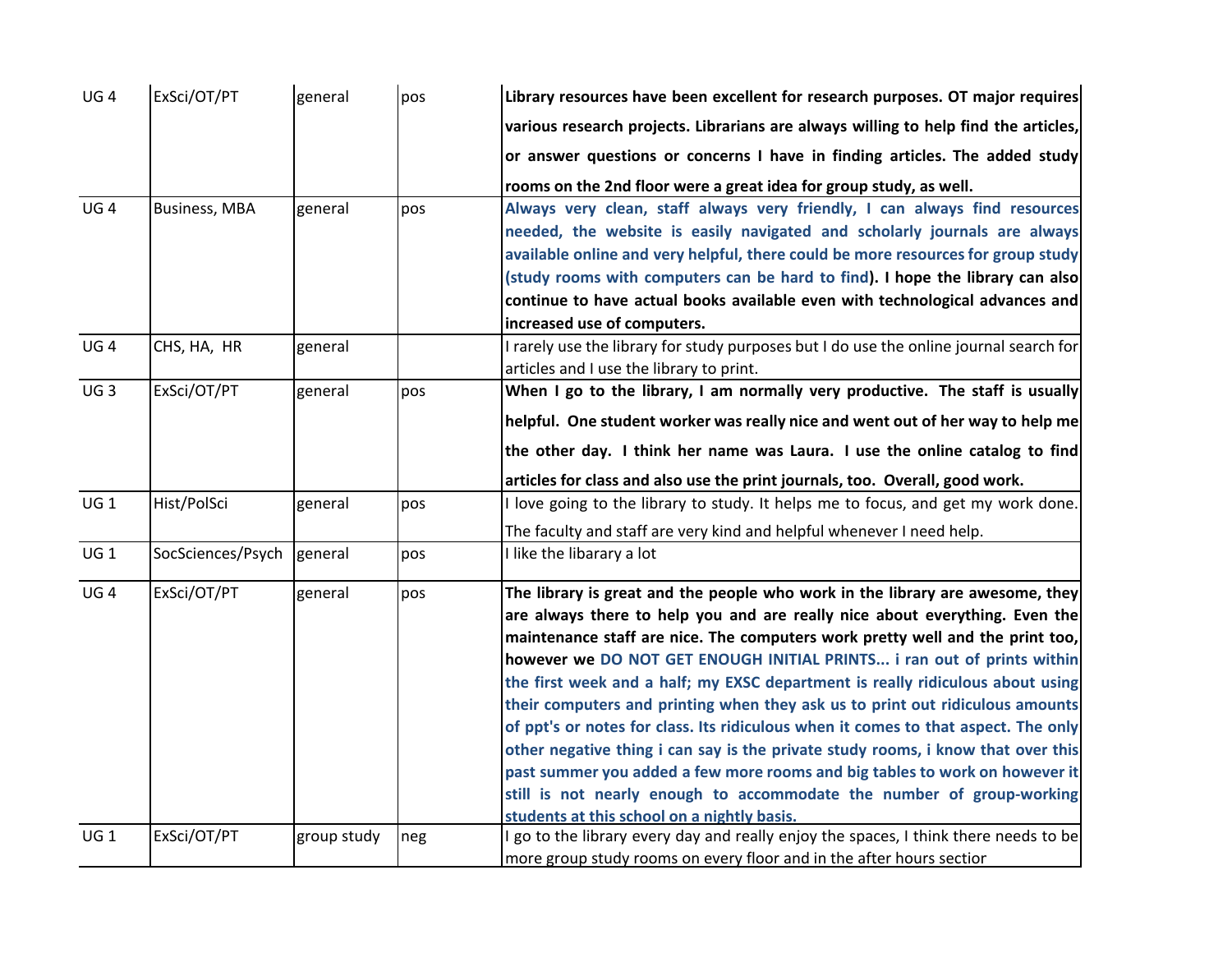| | | | | |
|---|---|---|---|---|
| UG 4 | ExSci/OT/PT | general | pos | **Library resources have been excellent for research purposes. OT major requires various research projects. Librarians are always willing to help find the articles, or answer questions or concerns I have in finding articles. The added study rooms on the 2nd floor were a great idea for group study, as well.** |
| UG 4 | Business, MBA | general | pos | **Always very clean, staff always very friendly, I can always find resources needed, the website is easily navigated and scholarly journals are always available online and very helpful, there could be more resources for group study (study rooms with computers can be hard to find). I hope the library can also continue to have actual books available even with technological advances and increased use of computers.** |
| UG 4 | CHS, HA, HR | general | | I rarely use the library for study purposes but I do use the online journal search for articles and I use the library to print. |
| UG 3 | ExSci/OT/PT | general | pos | **When I go to the library, I am normally very productive. The staff is usually helpful. One student worker was really nice and went out of her way to help me the other day. I think her name was Laura. I use the online catalog to find articles for class and also use the print journals, too. Overall, good work.** |
| UG 1 | Hist/PolSci | general | pos | I love going to the library to study. It helps me to focus, and get my work done. The faculty and staff are very kind and helpful whenever I need help. |
| UG 1 | SocSciences/Psych | general | pos | I like the libarary a lot |
| UG 4 | ExSci/OT/PT | general | pos | **The library is great and the people who work in the library are awesome, they are always there to help you and are really nice about everything. Even the maintenance staff are nice. The computers work pretty well and the print too, however we DO NOT GET ENOUGH INITIAL PRINTS... i ran out of prints within the first week and a half; my EXSC department is really ridiculous about using their computers and printing when they ask us to print out ridiculous amounts of ppt's or notes for class. Its ridiculous when it comes to that aspect. The only other negative thing i can say is the private study rooms, i know that over this past summer you added a few more rooms and big tables to work on however it still is not nearly enough to accommodate the number of group-working students at this school on a nightly basis.** |
| UG 1 | ExSci/OT/PT | group study | neg | I go to the library every day and really enjoy the spaces, I think there needs to be more group study rooms on every floor and in the after hours sectior |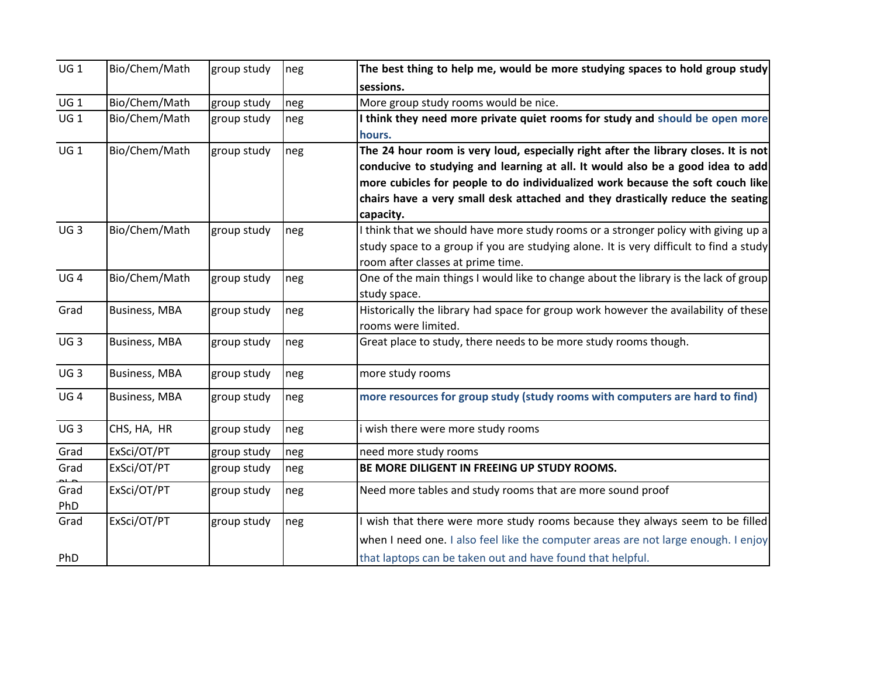| | | | | |
|---|---|---|---|---|
| UG 1 | Bio/Chem/Math | group study | neg | **The best thing to help me, would be more studying spaces to hold group study sessions.** |
| UG 1 | Bio/Chem/Math | group study | neg | More group study rooms would be nice. |
| UG 1 | Bio/Chem/Math | group study | neg | **I think they need more private quiet rooms for study and should be open more hours.** |
| UG 1 | Bio/Chem/Math | group study | neg | **The 24 hour room is very loud, especially right after the library closes. It is not conducive to studying and learning at all. It would also be a good idea to add more cubicles for people to do individualized work because the soft couch like chairs have a very small desk attached and they drastically reduce the seating capacity.** |
| UG 3 | Bio/Chem/Math | group study | neg | I think that we should have more study rooms or a stronger policy with giving up a study space to a group if you are studying alone. It is very difficult to find a study room after classes at prime time. |
| UG 4 | Bio/Chem/Math | group study | neg | One of the main things I would like to change about the library is the lack of group study space. |
| Grad | Business, MBA | group study | neg | Historically the library had space for group work however the availability of these rooms were limited. |
| UG 3 | Business, MBA | group study | neg | Great place to study, there needs to be more study rooms though. |
| UG 3 | Business, MBA | group study | neg | more study rooms |
| UG 4 | Business, MBA | group study | neg | **more resources for group study (study rooms with computers are hard to find)** |
| UG 3 | CHS, HA, HR | group study | neg | i wish there were more study rooms |
| Grad | ExSci/OT/PT | group study | neg | need more study rooms |
| Grad | ExSci/OT/PT | group study | neg | **BE MORE DILIGENT IN FREEING UP STUDY ROOMS.** |
| Grad PhD | ExSci/OT/PT | group study | neg | Need more tables and study rooms that are more sound proof |
| Grad PhD | ExSci/OT/PT | group study | neg | I wish that there were more study rooms because they always seem to be filled when I need one. I also feel like the computer areas are not large enough. I enjoy that laptops can be taken out and have found that helpful. |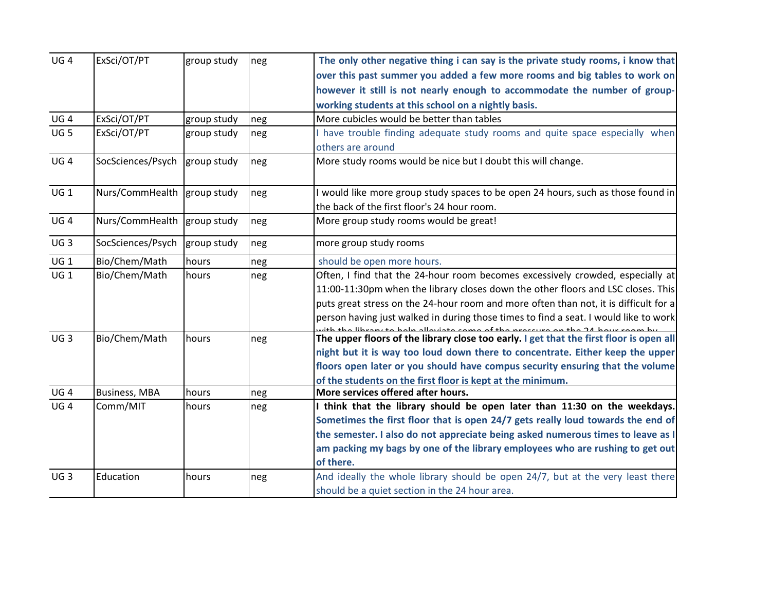| | | | | |
|---|---|---|---|---|
| UG 4 | ExSci/OT/PT | group study | neg | **The only other negative thing i can say is the private study rooms, i know that over this past summer you added a few more rooms and big tables to work on however it still is not nearly enough to accommodate the number of group-working students at this school on a nightly basis.** |
| UG 4 | ExSci/OT/PT | group study | neg | More cubicles would be better than tables |
| UG 5 | ExSci/OT/PT | group study | neg | I have trouble finding adequate study rooms and quite space especially when others are around |
| UG 4 | SocSciences/Psych | group study | neg | More study rooms would be nice but I doubt this will change. |
| UG 1 | Nurs/CommHealth | group study | neg | I would like more group study spaces to be open 24 hours, such as those found in the back of the first floor's 24 hour room. |
| UG 4 | Nurs/CommHealth | group study | neg | More group study rooms would be great! |
| UG 3 | SocSciences/Psych | group study | neg | more group study rooms |
| UG 1 | Bio/Chem/Math | hours | neg | should be open more hours. |
| UG 1 | Bio/Chem/Math | hours | neg | Often, I find that the 24-hour room becomes excessively crowded, especially at 11:00-11:30pm when the library closes down the other floors and LSC closes. This puts great stress on the 24-hour room and more often than not, it is difficult for a person having just walked in during those times to find a seat. I would like to work with the library to help alleviate some of the pressure on the 24 hour room by |
| UG 3 | Bio/Chem/Math | hours | neg | **The upper floors of the library close too early. I get that the first floor is open all night but it is way too loud down there to concentrate. Either keep the upper floors open later or you should have compus security ensuring that the volume of the students on the first floor is kept at the minimum.** |
| UG 4 | Business, MBA | hours | neg | **More services offered after hours.** |
| UG 4 | Comm/MIT | hours | neg | **I think that the library should be open later than 11:30 on the weekdays. Sometimes the first floor that is open 24/7 gets really loud towards the end of the semester. I also do not appreciate being asked numerous times to leave as I am packing my bags by one of the library employees who are rushing to get out of there.** |
| UG 3 | Education | hours | neg | And ideally the whole library should be open 24/7, but at the very least there should be a quiet section in the 24 hour area. |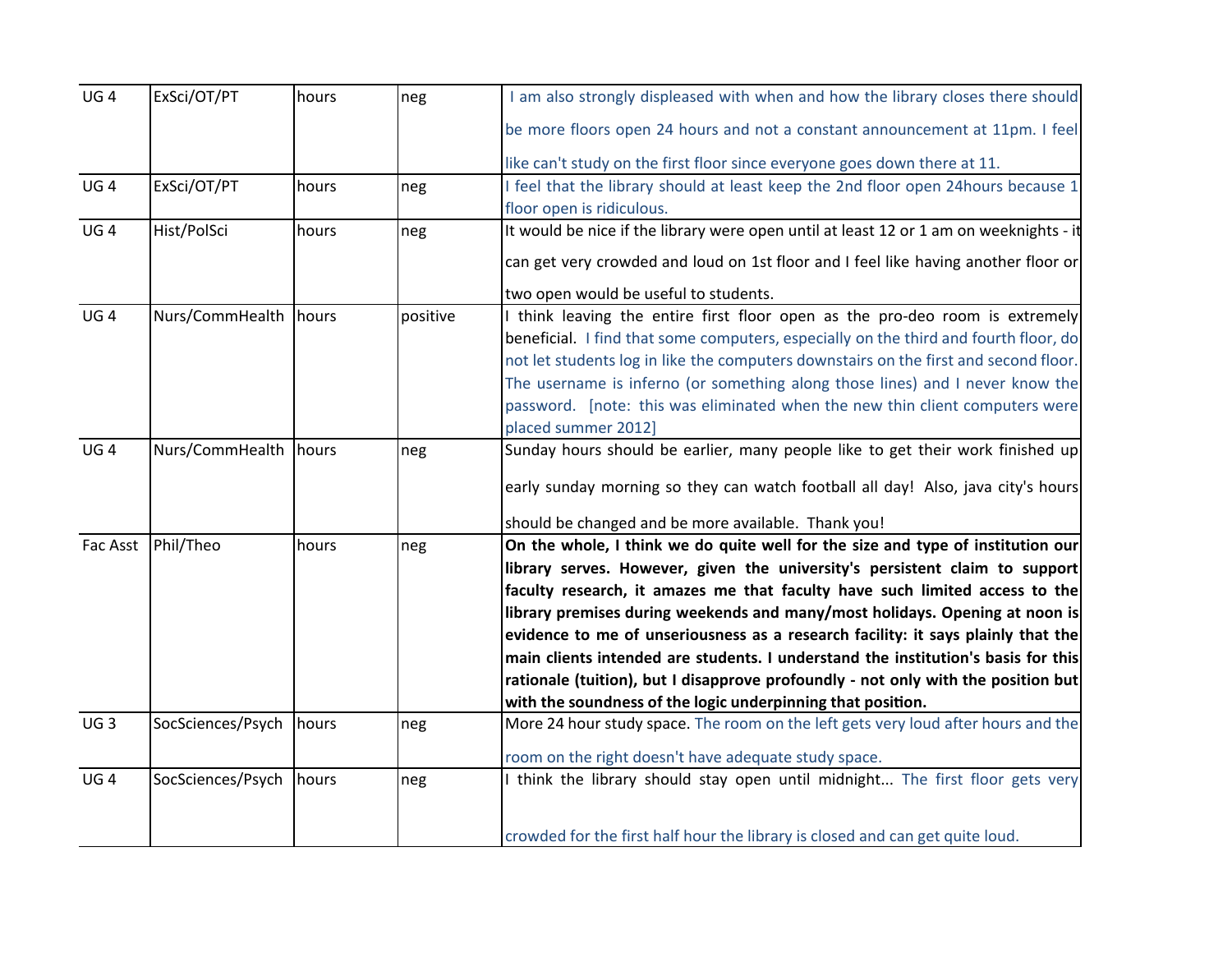| | | | | |
|---|---|---|---|---|
| UG 4 | ExSci/OT/PT | hours | neg | I am also strongly displeased with when and how the library closes there should be more floors open 24 hours and not a constant announcement at 11pm. I feel like can't study on the first floor since everyone goes down there at 11. |
| UG 4 | ExSci/OT/PT | hours | neg | I feel that the library should at least keep the 2nd floor open 24hours because 1 floor open is ridiculous. |
| UG 4 | Hist/PolSci | hours | neg | It would be nice if the library were open until at least 12 or 1 am on weeknights - it can get very crowded and loud on 1st floor and I feel like having another floor or two open would be useful to students. |
| UG 4 | Nurs/CommHealth | hours | positive | I think leaving the entire first floor open as the pro-deo room is extremely beneficial. I find that some computers, especially on the third and fourth floor, do not let students log in like the computers downstairs on the first and second floor. The username is inferno (or something along those lines) and I never know the password. [note: this was eliminated when the new thin client computers were placed summer 2012] |
| UG 4 | Nurs/CommHealth | hours | neg | Sunday hours should be earlier, many people like to get their work finished up early sunday morning so they can watch football all day! Also, java city's hours should be changed and be more available. Thank you! |
| Fac Asst | Phil/Theo | hours | neg | **On the whole, I think we do quite well for the size and type of institution our library serves. However, given the university's persistent claim to support faculty research, it amazes me that faculty have such limited access to the library premises during weekends and many/most holidays. Opening at noon is evidence to me of unseriousness as a research facility: it says plainly that the main clients intended are students. I understand the institution's basis for this rationale (tuition), but I disapprove profoundly - not only with the position but with the soundness of the logic underpinning that position.** |
| UG 3 | SocSciences/Psych | hours | neg | More 24 hour study space. The room on the left gets very loud after hours and the room on the right doesn't have adequate study space. |
| UG 4 | SocSciences/Psych | hours | neg | I think the library should stay open until midnight... The first floor gets very crowded for the first half hour the library is closed and can get quite loud. |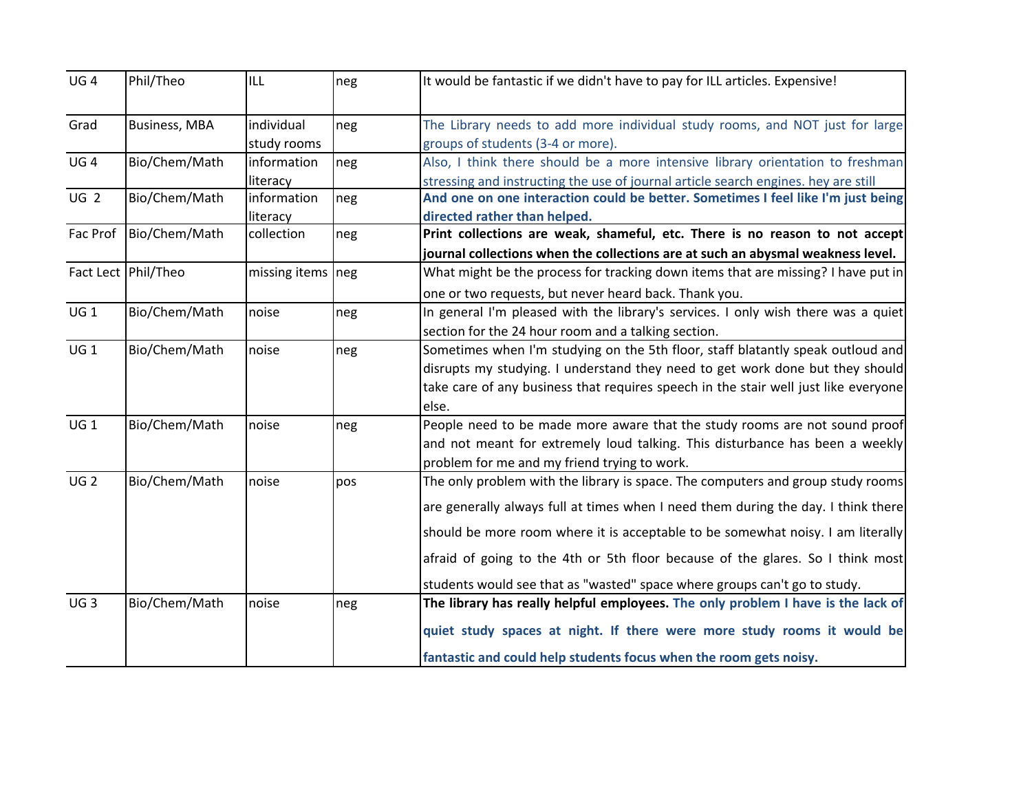| | | | | |
|---|---|---|---|---|
| UG 4 | Phil/Theo | ILL | neg | It would be fantastic if we didn't have to pay for ILL articles. Expensive! |
| Grad | Business, MBA | individual study rooms | neg | The Library needs to add more individual study rooms, and NOT just for large groups of students (3-4 or more). |
| UG 4 | Bio/Chem/Math | information literacy | neg | Also, I think there should be a more intensive library orientation to freshman stressing and instructing the use of journal article search engines. hey are still |
| UG 2 | Bio/Chem/Math | information literacy | neg | **And one on one interaction could be better. Sometimes I feel like I'm just being directed rather than helped.** |
| Fac Prof | Bio/Chem/Math | collection | neg | **Print collections are weak, shameful, etc. There is no reason to not accept journal collections when the collections are at such an abysmal weakness level.** |
| Fact Lect | Phil/Theo | missing items | neg | What might be the process for tracking down items that are missing? I have put in one or two requests, but never heard back. Thank you. |
| UG 1 | Bio/Chem/Math | noise | neg | In general I'm pleased with the library's services. I only wish there was a quiet section for the 24 hour room and a talking section. |
| UG 1 | Bio/Chem/Math | noise | neg | Sometimes when I'm studying on the 5th floor, staff blatantly speak outloud and disrupts my studying. I understand they need to get work done but they should take care of any business that requires speech in the stair well just like everyone else. |
| UG 1 | Bio/Chem/Math | noise | neg | People need to be made more aware that the study rooms are not sound proof and not meant for extremely loud talking. This disturbance has been a weekly problem for me and my friend trying to work. |
| UG 2 | Bio/Chem/Math | noise | pos | The only problem with the library is space. The computers and group study rooms are generally always full at times when I need them during the day. I think there should be more room where it is acceptable to be somewhat noisy. I am literally afraid of going to the 4th or 5th floor because of the glares. So I think most students would see that as "wasted" space where groups can't go to study. |
| UG 3 | Bio/Chem/Math | noise | neg | **The library has really helpful employees. The only problem I have is the lack of quiet study spaces at night. If there were more study rooms it would be fantastic and could help students focus when the room gets noisy.** |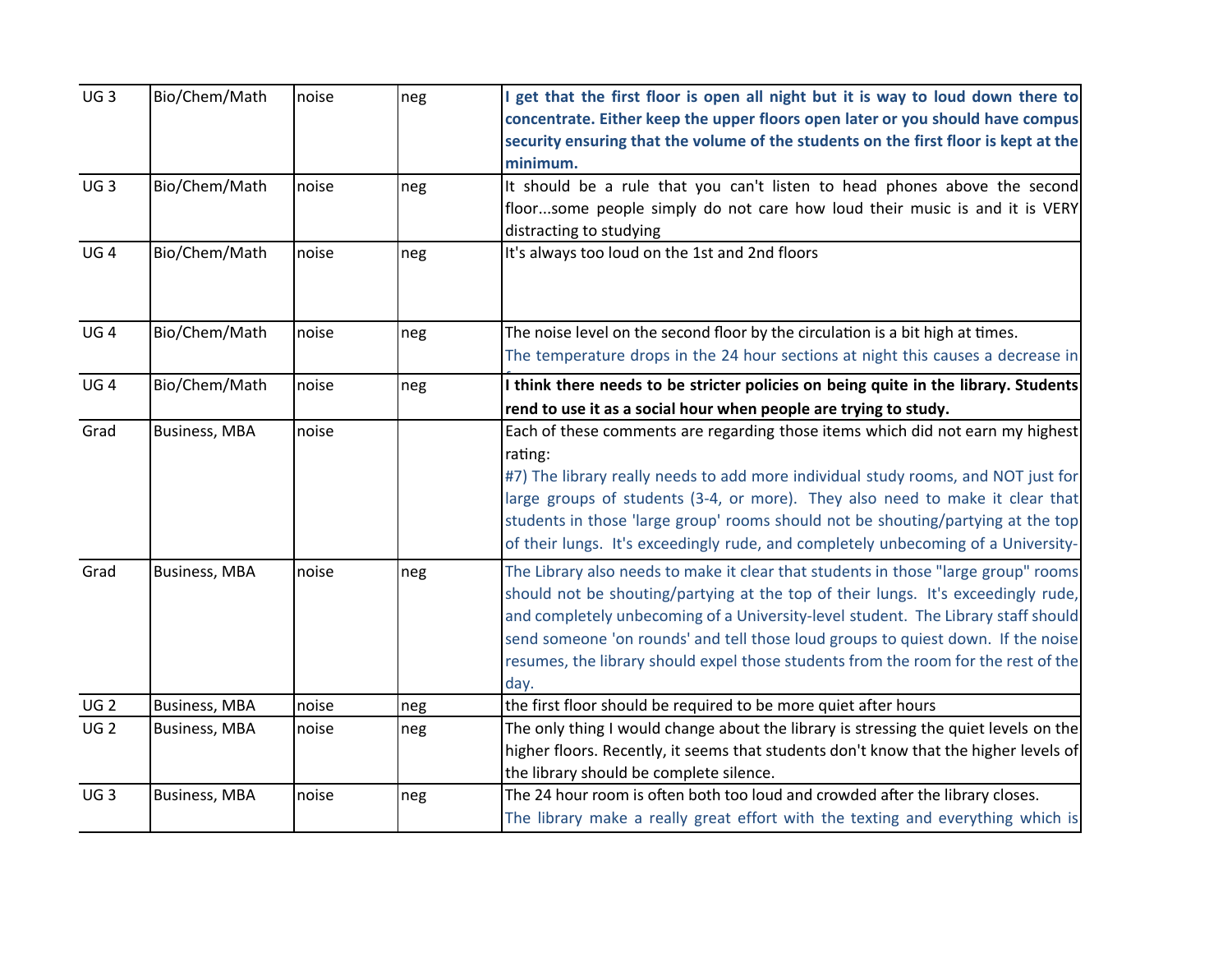| UG 3 | Bio/Chem/Math | noise | neg | **I get that the first floor is open all night but it is way to loud down there to concentrate. Either keep the upper floors open later or you should have compus security ensuring that the volume of the students on the first floor is kept at the minimum.** |
|---|---|---|---|---|
| UG 3 | Bio/Chem/Math | noise | neg | It should be a rule that you can't listen to head phones above the second floor...some people simply do not care how loud their music is and it is VERY distracting to studying |
| UG 4 | Bio/Chem/Math | noise | neg | It's always too loud on the 1st and 2nd floors |
| UG 4 | Bio/Chem/Math | noise | neg | The noise level on the second floor by the circulation is a bit high at times. The temperature drops in the 24 hour sections at night this causes a decrease in |
| UG 4 | Bio/Chem/Math | noise | neg | **I think there needs to be stricter policies on being quite in the library. Students rend to use it as a social hour when people are trying to study.** |
| Grad | Business, MBA | noise | | Each of these comments are regarding those items which did not earn my highest rating: #7) The library really needs to add more individual study rooms, and NOT just for large groups of students (3-4, or more). They also need to make it clear that students in those 'large group' rooms should not be shouting/partying at the top of their lungs. It's exceedingly rude, and completely unbecoming of a University- |
| Grad | Business, MBA | noise | neg | The Library also needs to make it clear that students in those "large group" rooms should not be shouting/partying at the top of their lungs. It's exceedingly rude, and completely unbecoming of a University-level student. The Library staff should send someone 'on rounds' and tell those loud groups to quiest down. If the noise resumes, the library should expel those students from the room for the rest of the day. |
| UG 2 | Business, MBA | noise | neg | the first floor should be required to be more quiet after hours |
| UG 2 | Business, MBA | noise | neg | The only thing I would change about the library is stressing the quiet levels on the higher floors. Recently, it seems that students don't know that the higher levels of the library should be complete silence. |
| UG 3 | Business, MBA | noise | neg | The 24 hour room is often both too loud and crowded after the library closes. The library make a really great effort with the texting and everything which is |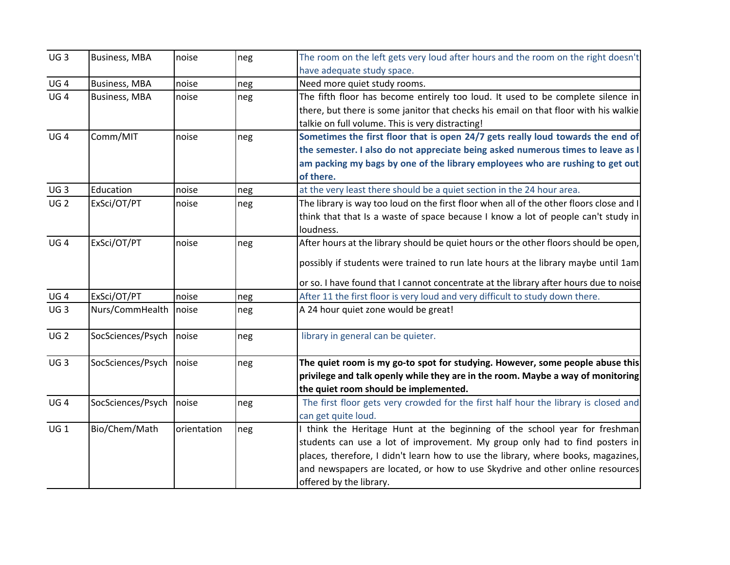| | | | | |
|---|---|---|---|---|
| UG 3 | Business, MBA | noise | neg | The room on the left gets very loud after hours and the room on the right doesn't have adequate study space. |
| UG 4 | Business, MBA | noise | neg | Need more quiet study rooms. |
| UG 4 | Business, MBA | noise | neg | The fifth floor has become entirely too loud. It used to be complete silence in there, but there is some janitor that checks his email on that floor with his walkie talkie on full volume. This is very distracting! |
| UG 4 | Comm/MIT | noise | neg | **Sometimes the first floor that is open 24/7 gets really loud towards the end of the semester. I also do not appreciate being asked numerous times to leave as I am packing my bags by one of the library employees who are rushing to get out of there.** |
| UG 3 | Education | noise | neg | at the very least there should be a quiet section in the 24 hour area. |
| UG 2 | ExSci/OT/PT | noise | neg | The library is way too loud on the first floor when all of the other floors close and I think that that Is a waste of space because I know a lot of people can't study in loudness. |
| UG 4 | ExSci/OT/PT | noise | neg | After hours at the library should be quiet hours or the other floors should be open, possibly if students were trained to run late hours at the library maybe until 1am or so. I have found that I cannot concentrate at the library after hours due to noise |
| UG 4 | ExSci/OT/PT | noise | neg | After 11 the first floor is very loud and very difficult to study down there. |
| UG 3 | Nurs/CommHealth | noise | neg | A 24 hour quiet zone would be great! |
| UG 2 | SocSciences/Psych | noise | neg | library in general can be quieter. |
| UG 3 | SocSciences/Psych | noise | neg | **The quiet room is my go-to spot for studying. However, some people abuse this privilege and talk openly while they are in the room. Maybe a way of monitoring the quiet room should be implemented.** |
| UG 4 | SocSciences/Psych | noise | neg | The first floor gets very crowded for the first half hour the library is closed and can get quite loud. |
| UG 1 | Bio/Chem/Math | orientation | neg | I think the Heritage Hunt at the beginning of the school year for freshman students can use a lot of improvement. My group only had to find posters in places, therefore, I didn't learn how to use the library, where books, magazines, and newspapers are located, or how to use Skydrive and other online resources offered by the library. |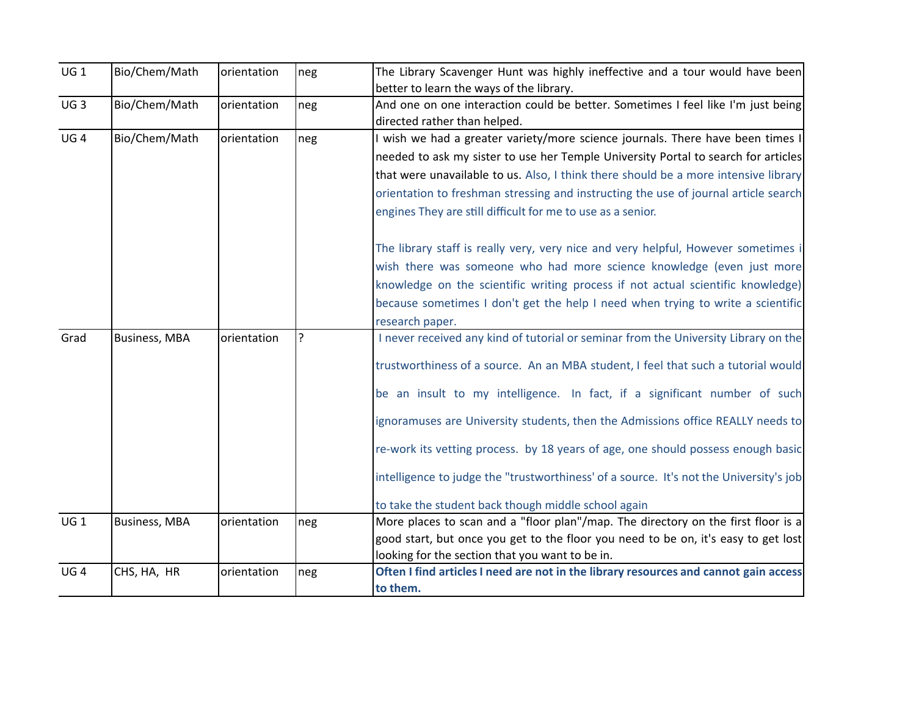| | | | | |
|---|---|---|---|---|
| UG 1 | Bio/Chem/Math | orientation | neg | The Library Scavenger Hunt was highly ineffective and a tour would have been better to learn the ways of the library. |
| UG 3 | Bio/Chem/Math | orientation | neg | And one on one interaction could be better. Sometimes I feel like I'm just being directed rather than helped. |
| UG 4 | Bio/Chem/Math | orientation | neg | I wish we had a greater variety/more science journals. There have been times I needed to ask my sister to use her Temple University Portal to search for articles that were unavailable to us. Also, I think there should be a more intensive library orientation to freshman stressing and instructing the use of journal article search engines They are still difficult for me to use as a senior.<br><br>The library staff is really very, very nice and very helpful, However sometimes i wish there was someone who had more science knowledge (even just more knowledge on the scientific writing process if not actual scientific knowledge) because sometimes I don't get the help I need when trying to write a scientific research paper. |
| Grad | Business, MBA | orientation | ? | I never received any kind of tutorial or seminar from the University Library on the trustworthiness of a source. An an MBA student, I feel that such a tutorial would be an insult to my intelligence. In fact, if a significant number of such ignoramuses are University students, then the Admissions office REALLY needs to re-work its vetting process. by 18 years of age, one should possess enough basic intelligence to judge the "trustworthiness' of a source. It's not the University's job to take the student back though middle school again |
| UG 1 | Business, MBA | orientation | neg | More places to scan and a "floor plan"/map. The directory on the first floor is a good start, but once you get to the floor you need to be on, it's easy to get lost looking for the section that you want to be in. |
| UG 4 | CHS, HA, HR | orientation | neg | **Often I find articles I need are not in the library resources and cannot gain access to them.** |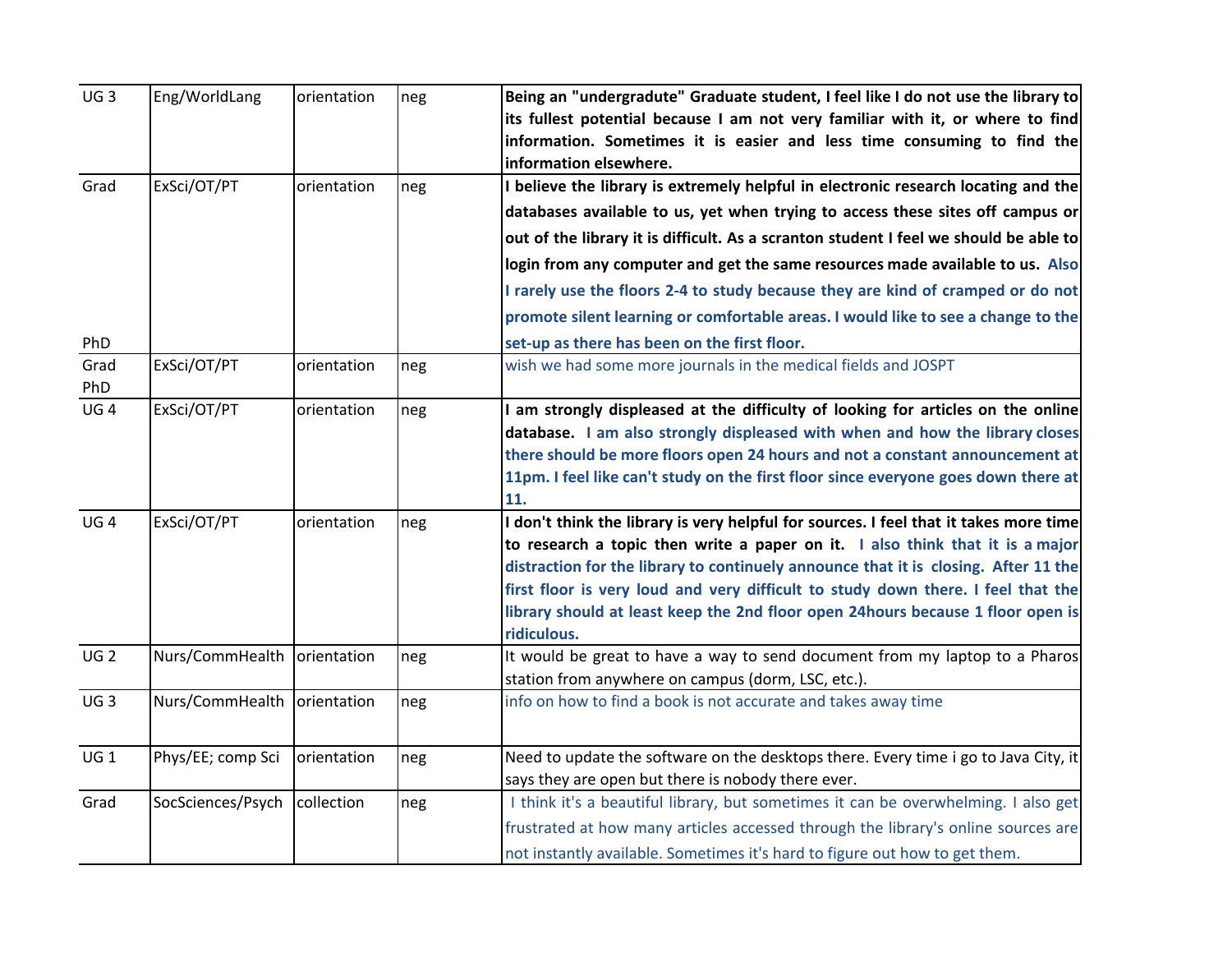| UG 3 | Eng/WorldLang | orientation | neg | **Being an "undergradute" Graduate student, I feel like I do not use the library to its fullest potential because I am not very familiar with it, or where to find information. Sometimes it is easier and less time consuming to find the information elsewhere.** |
|---|---|---|---|---|
| Grad PhD | ExSci/OT/PT | orientation | neg | **I believe the library is extremely helpful in electronic research locating and the databases available to us, yet when trying to access these sites off campus or out of the library it is difficult. As a scranton student I feel we should be able to login from any computer and get the same resources made available to us. Also I rarely use the floors 2-4 to study because they are kind of cramped or do not promote silent learning or comfortable areas. I would like to see a change to the set-up as there has been on the first floor.** |
| Grad PhD | ExSci/OT/PT | orientation | neg | wish we had some more journals in the medical fields and JOSPT |
| UG 4 | ExSci/OT/PT | orientation | neg | **I am strongly displeased at the difficulty of looking for articles on the online database. I am also strongly displeased with when and how the library closes there should be more floors open 24 hours and not a constant announcement at 11pm. I feel like can't study on the first floor since everyone goes down there at 11.** |
| UG 4 | ExSci/OT/PT | orientation | neg | **I don't think the library is very helpful for sources. I feel that it takes more time to research a topic then write a paper on it. I also think that it is a major distraction for the library to continuely announce that it is closing. After 11 the first floor is very loud and very difficult to study down there. I feel that the library should at least keep the 2nd floor open 24hours because 1 floor open is ridiculous.** |
| UG 2 | Nurs/CommHealth | orientation | neg | It would be great to have a way to send document from my laptop to a Pharos station from anywhere on campus (dorm, LSC, etc.). |
| UG 3 | Nurs/CommHealth | orientation | neg | info on how to find a book is not accurate and takes away time |
| UG 1 | Phys/EE; comp Sci | orientation | neg | Need to update the software on the desktops there. Every time i go to Java City, it says they are open but there is nobody there ever. |
| Grad | SocSciences/Psych | collection | neg | I think it's a beautiful library, but sometimes it can be overwhelming. I also get frustrated at how many articles accessed through the library's online sources are not instantly available. Sometimes it's hard to figure out how to get them. |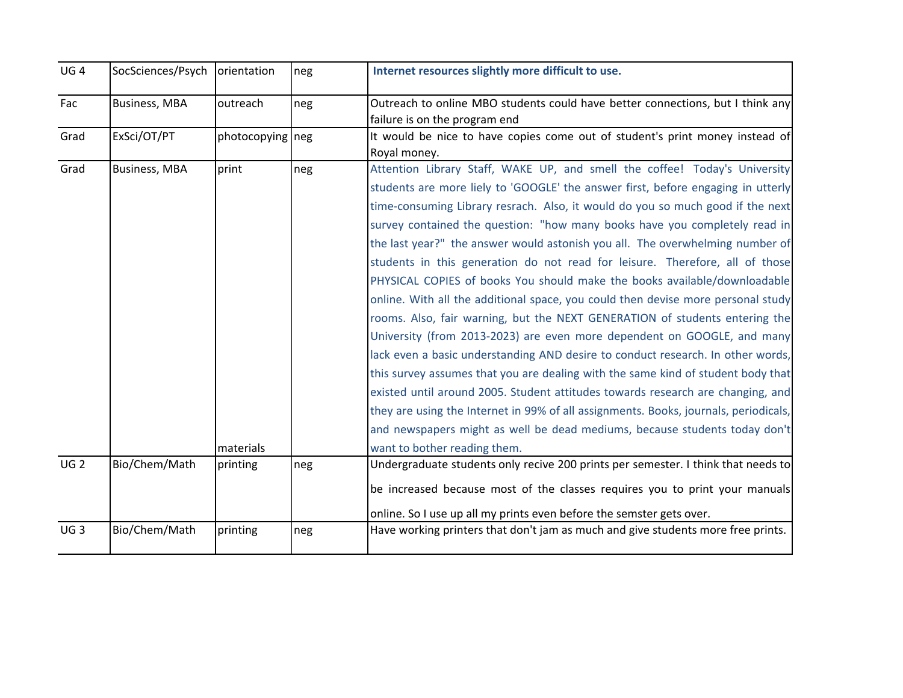| | | | | |
|---|---|---|---|---|
| UG 4 | SocSciences/Psych | orientation | neg | **Internet resources slightly more difficult to use.** |
| Fac | Business, MBA | outreach | neg | Outreach to online MBO students could have better connections, but I think any failure is on the program end |
| Grad | ExSci/OT/PT | photocopying | neg | It would be nice to have copies come out of student's print money instead of Royal money. |
| Grad | Business, MBA | print materials | neg | Attention Library Staff, WAKE UP, and smell the coffee! Today's University students are more liely to 'GOOGLE' the answer first, before engaging in utterly time-consuming Library resrach. Also, it would do you so much good if the next survey contained the question: "how many books have you completely read in the last year?" the answer would astonish you all. The overwhelming number of students in this generation do not read for leisure. Therefore, all of those PHYSICAL COPIES of books You should make the books available/downloadable online. With all the additional space, you could then devise more personal study rooms. Also, fair warning, but the NEXT GENERATION of students entering the University (from 2013-2023) are even more dependent on GOOGLE, and many lack even a basic understanding AND desire to conduct research. In other words, this survey assumes that you are dealing with the same kind of student body that existed until around 2005. Student attitudes towards research are changing, and they are using the Internet in 99% of all assignments. Books, journals, periodicals, and newspapers might as well be dead mediums, because students today don't want to bother reading them. |
| UG 2 | Bio/Chem/Math | printing | neg | Undergraduate students only recive 200 prints per semester. I think that needs to be increased because most of the classes requires you to print your manuals online. So I use up all my prints even before the semster gets over. |
| UG 3 | Bio/Chem/Math | printing | neg | Have working printers that don't jam as much and give students more free prints. |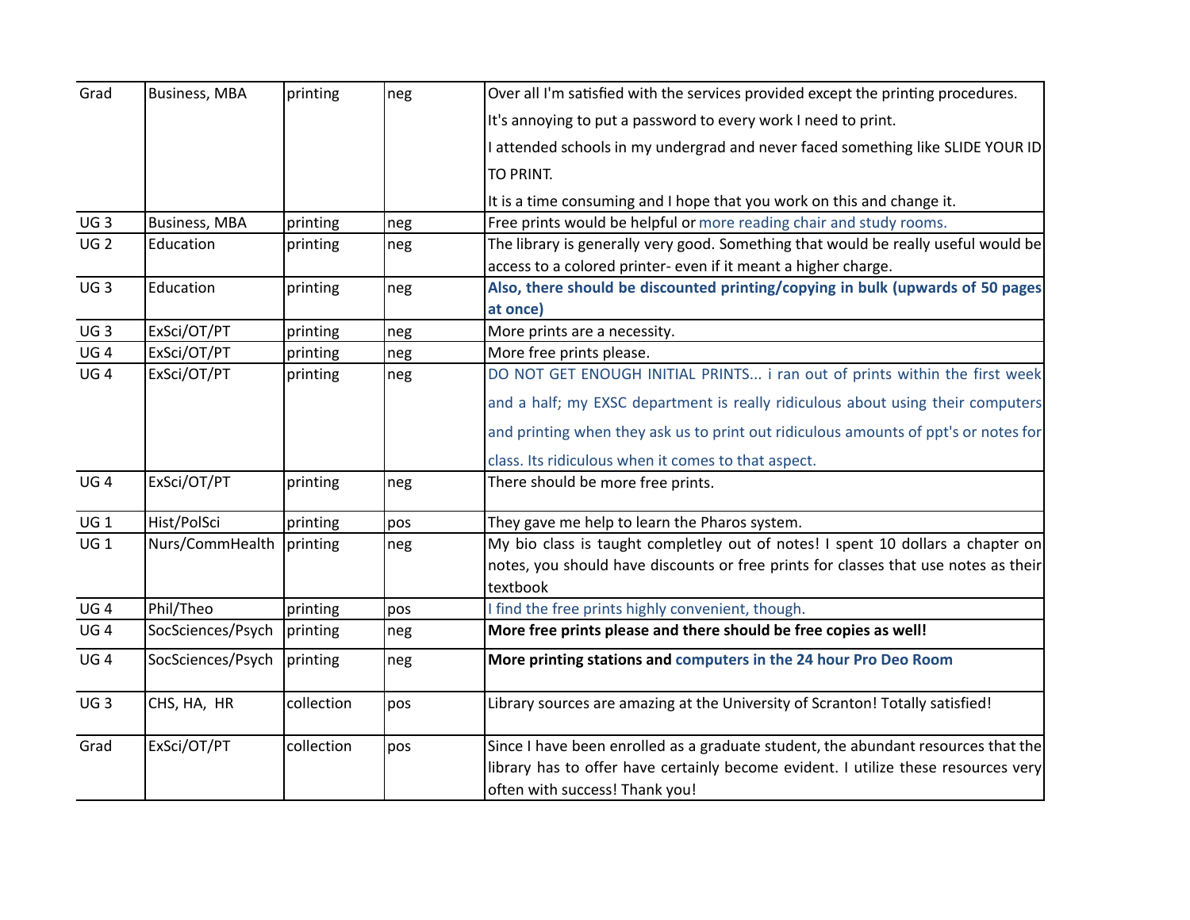| | | | | |
|---|---|---|---|---|
| Grad | Business, MBA | printing | neg | Over all I'm satisfied with the services provided except the printing procedures. It's annoying to put a password to every work I need to print. I attended schools in my undergrad and never faced something like SLIDE YOUR ID TO PRINT. It is a time consuming and I hope that you work on this and change it. |
| UG 3 | Business, MBA | printing | neg | Free prints would be helpful or more reading chair and study rooms. |
| UG 2 | Education | printing | neg | The library is generally very good. Something that would be really useful would be access to a colored printer- even if it meant a higher charge. |
| UG 3 | Education | printing | neg | **Also, there should be discounted printing/copying in bulk (upwards of 50 pages at once)** |
| UG 3 | ExSci/OT/PT | printing | neg | More prints are a necessity. |
| UG 4 | ExSci/OT/PT | printing | neg | More free prints please. |
| UG 4 | ExSci/OT/PT | printing | neg | DO NOT GET ENOUGH INITIAL PRINTS... i ran out of prints within the first week and a half; my EXSC department is really ridiculous about using their computers and printing when they ask us to print out ridiculous amounts of ppt's or notes for class. Its ridiculous when it comes to that aspect. |
| UG 4 | ExSci/OT/PT | printing | neg | There should be more free prints. |
| UG 1 | Hist/PolSci | printing | pos | They gave me help to learn the Pharos system. |
| UG 1 | Nurs/CommHealth | printing | neg | My bio class is taught completley out of notes! I spent 10 dollars a chapter on notes, you should have discounts or free prints for classes that use notes as their textbook |
| UG 4 | Phil/Theo | printing | pos | I find the free prints highly convenient, though. |
| UG 4 | SocSciences/Psych | printing | neg | **More free prints please and there should be free copies as well!** |
| UG 4 | SocSciences/Psych | printing | neg | **More printing stations and computers in the 24 hour Pro Deo Room** |
| UG 3 | CHS, HA, HR | collection | pos | Library sources are amazing at the University of Scranton! Totally satisfied! |
| Grad | ExSci/OT/PT | collection | pos | Since I have been enrolled as a graduate student, the abundant resources that the library has to offer have certainly become evident. I utilize these resources very often with success! Thank you! |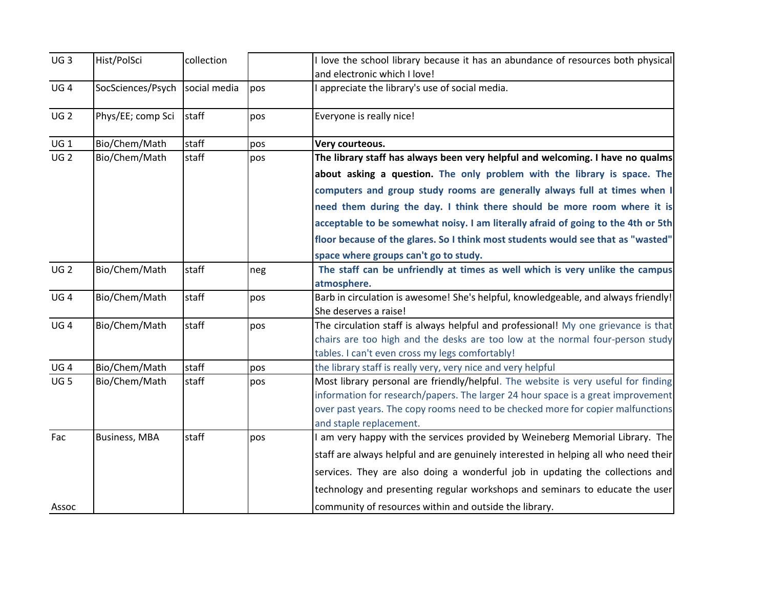| UG 3 | Hist/PolSci | collection | | I love the school library because it has an abundance of resources both physical and electronic which I love! |
|---|---|---|---|---|
| UG 4 | SocSciences/Psych | social media | pos | I appreciate the library's use of social media. |
| UG 2 | Phys/EE; comp Sci | staff | pos | Everyone is really nice! |
| UG 1 | Bio/Chem/Math | staff | pos | **Very courteous.** |
| UG 2 | Bio/Chem/Math | staff | pos | **The library staff has always been very helpful and welcoming. I have no qualms about asking a question. The only problem with the library is space. The computers and group study rooms are generally always full at times when I need them during the day. I think there should be more room where it is acceptable to be somewhat noisy. I am literally afraid of going to the 4th or 5th floor because of the glares. So I think most students would see that as "wasted" space where groups can't go to study.** |
| UG 2 | Bio/Chem/Math | staff | neg | **The staff can be unfriendly at times as well which is very unlike the campus atmosphere.** |
| UG 4 | Bio/Chem/Math | staff | pos | Barb in circulation is awesome! She's helpful, knowledgeable, and always friendly! She deserves a raise! |
| UG 4 | Bio/Chem/Math | staff | pos | The circulation staff is always helpful and professional! My one grievance is that chairs are too high and the desks are too low at the normal four-person study tables. I can't even cross my legs comfortably! |
| UG 4 | Bio/Chem/Math | staff | pos | the library staff is really very, very nice and very helpful |
| UG 5 | Bio/Chem/Math | staff | pos | Most library personal are friendly/helpful. The website is very useful for finding information for research/papers. The larger 24 hour space is a great improvement over past years. The copy rooms need to be checked more for copier malfunctions and staple replacement. |
| Fac Assoc | Business, MBA | staff | pos | I am very happy with the services provided by Weineberg Memorial Library. The staff are always helpful and are genuinely interested in helping all who need their services. They are also doing a wonderful job in updating the collections and technology and presenting regular workshops and seminars to educate the user community of resources within and outside the library. |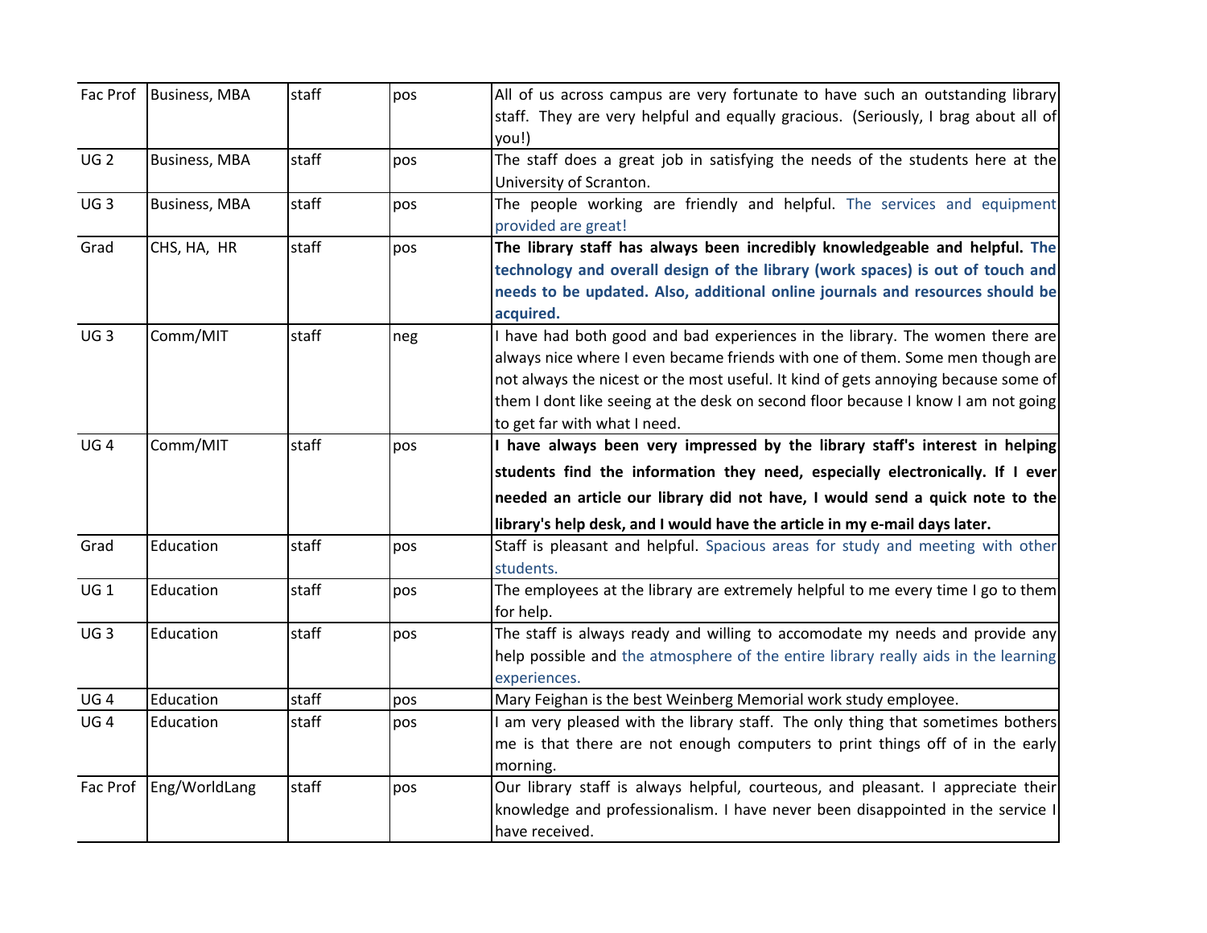| | | | | |
|---|---|---|---|---|
| Fac Prof | Business, MBA | staff | pos | All of us across campus are very fortunate to have such an outstanding library staff. They are very helpful and equally gracious. (Seriously, I brag about all of you!) |
| UG 2 | Business, MBA | staff | pos | The staff does a great job in satisfying the needs of the students here at the University of Scranton. |
| UG 3 | Business, MBA | staff | pos | The people working are friendly and helpful. The services and equipment provided are great! |
| Grad | CHS, HA, HR | staff | pos | **The library staff has always been incredibly knowledgeable and helpful. The technology and overall design of the library (work spaces) is out of touch and needs to be updated. Also, additional online journals and resources should be acquired.** |
| UG 3 | Comm/MIT | staff | neg | I have had both good and bad experiences in the library. The women there are always nice where I even became friends with one of them. Some men though are not always the nicest or the most useful. It kind of gets annoying because some of them I dont like seeing at the desk on second floor because I know I am not going to get far with what I need. |
| UG 4 | Comm/MIT | staff | pos | **I have always been very impressed by the library staff's interest in helping students find the information they need, especially electronically. If I ever needed an article our library did not have, I would send a quick note to the library's help desk, and I would have the article in my e-mail days later.** |
| Grad | Education | staff | pos | Staff is pleasant and helpful. Spacious areas for study and meeting with other students. |
| UG 1 | Education | staff | pos | The employees at the library are extremely helpful to me every time I go to them for help. |
| UG 3 | Education | staff | pos | The staff is always ready and willing to accomodate my needs and provide any help possible and the atmosphere of the entire library really aids in the learning experiences. |
| UG 4 | Education | staff | pos | Mary Feighan is the best Weinberg Memorial work study employee. |
| UG 4 | Education | staff | pos | I am very pleased with the library staff. The only thing that sometimes bothers me is that there are not enough computers to print things off of in the early morning. |
| Fac Prof | Eng/WorldLang | staff | pos | Our library staff is always helpful, courteous, and pleasant. I appreciate their knowledge and professionalism. I have never been disappointed in the service I have received. |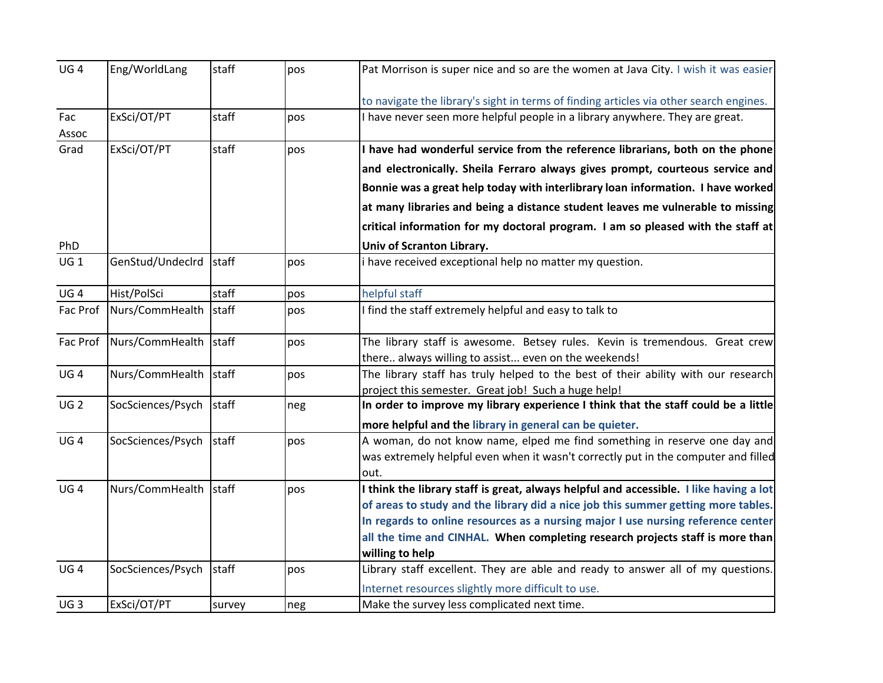| | | | | |
|---|---|---|---|---|
| UG 4 | Eng/WorldLang | staff | pos | Pat Morrison is super nice and so are the women at Java City. I wish it was easier to navigate the library's sight in terms of finding articles via other search engines. |
| Fac Assoc | ExSci/OT/PT | staff | pos | I have never seen more helpful people in a library anywhere. They are great. |
| Grad PhD | ExSci/OT/PT | staff | pos | **I have had wonderful service from the reference librarians, both on the phone and electronically. Sheila Ferraro always gives prompt, courteous service and Bonnie was a great help today with interlibrary loan information. I have worked at many libraries and being a distance student leaves me vulnerable to missing critical information for my doctoral program. I am so pleased with the staff at Univ of Scranton Library.** |
| UG 1 | GenStud/Undeclrd | staff | pos | i have received exceptional help no matter my question. |
| UG 4 | Hist/PolSci | staff | pos | helpful staff |
| Fac Prof | Nurs/CommHealth | staff | pos | I find the staff extremely helpful and easy to talk to |
| Fac Prof | Nurs/CommHealth | staff | pos | The library staff is awesome. Betsey rules. Kevin is tremendous. Great crew there.. always willing to assist... even on the weekends! |
| UG 4 | Nurs/CommHealth | staff | pos | The library staff has truly helped to the best of their ability with our research project this semester. Great job! Such a huge help! |
| UG 2 | SocSciences/Psych | staff | neg | **In order to improve my library experience I think that the staff could be a little more helpful and the library in general can be quieter.** |
| UG 4 | SocSciences/Psych | staff | pos | A woman, do not know name, elped me find something in reserve one day and was extremely helpful even when it wasn't correctly put in the computer and filled out. |
| UG 4 | Nurs/CommHealth | staff | pos | **I think the library staff is great, always helpful and accessible. I like having a lot of areas to study and the library did a nice job this summer getting more tables. In regards to online resources as a nursing major I use nursing reference center all the time and CINHAL. When completing research projects staff is more than willing to help** |
| UG 4 | SocSciences/Psych | staff | pos | Library staff excellent. They are able and ready to answer all of my questions. Internet resources slightly more difficult to use. |
| UG 3 | ExSci/OT/PT | survey | neg | Make the survey less complicated next time. |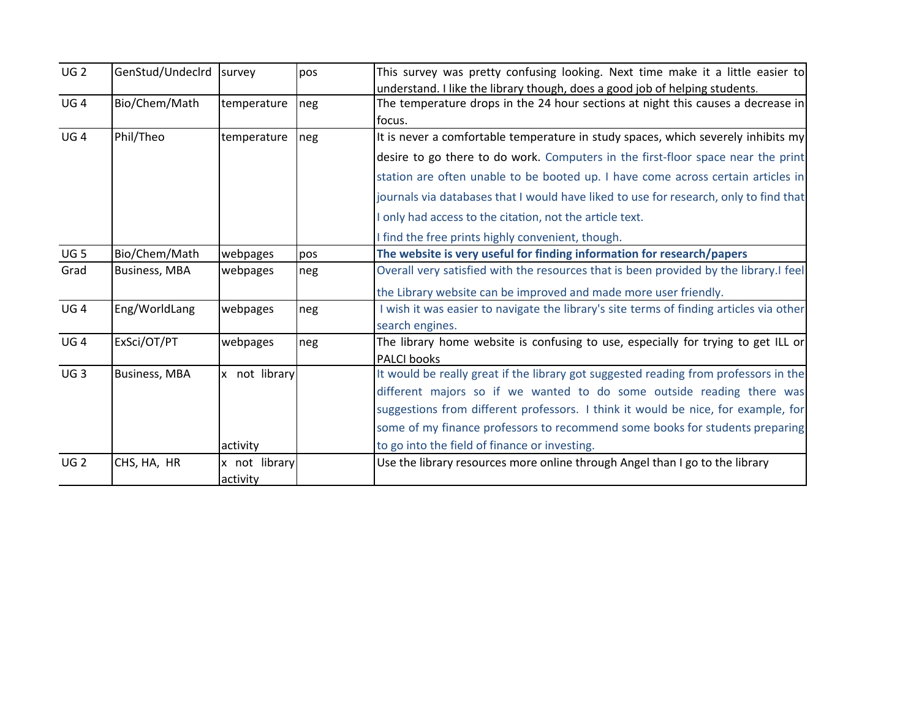| UG 2 | GenStud/Undeclrd | survey | pos | This survey was pretty confusing looking. Next time make it a little easier to understand. I like the library though, does a good job of helping students. |
|---|---|---|---|---|
| UG 4 | Bio/Chem/Math | temperature | neg | The temperature drops in the 24 hour sections at night this causes a decrease in focus. |
| UG 4 | Phil/Theo | temperature | neg | It is never a comfortable temperature in study spaces, which severely inhibits my desire to go there to do work. Computers in the first-floor space near the print station are often unable to be booted up. I have come across certain articles in journals via databases that I would have liked to use for research, only to find that I only had access to the citation, not the article text. I find the free prints highly convenient, though. |
| UG 5 | Bio/Chem/Math | webpages | pos | **The website is very useful for finding information for research/papers** |
| Grad | Business, MBA | webpages | neg | Overall very satisfied with the resources that is been provided by the library.I feel the Library website can be improved and made more user friendly. |
| UG 4 | Eng/WorldLang | webpages | neg | I wish it was easier to navigate the library's site terms of finding articles via other search engines. |
| UG 4 | ExSci/OT/PT | webpages | neg | The library home website is confusing to use, especially for trying to get ILL or PALCI books |
| UG 3 | Business, MBA | x not library activity | | It would be really great if the library got suggested reading from professors in the different majors so if we wanted to do some outside reading there was suggestions from different professors. I think it would be nice, for example, for some of my finance professors to recommend some books for students preparing to go into the field of finance or investing. |
| UG 2 | CHS, HA, HR | x not library activity | | Use the library resources more online through Angel than I go to the library |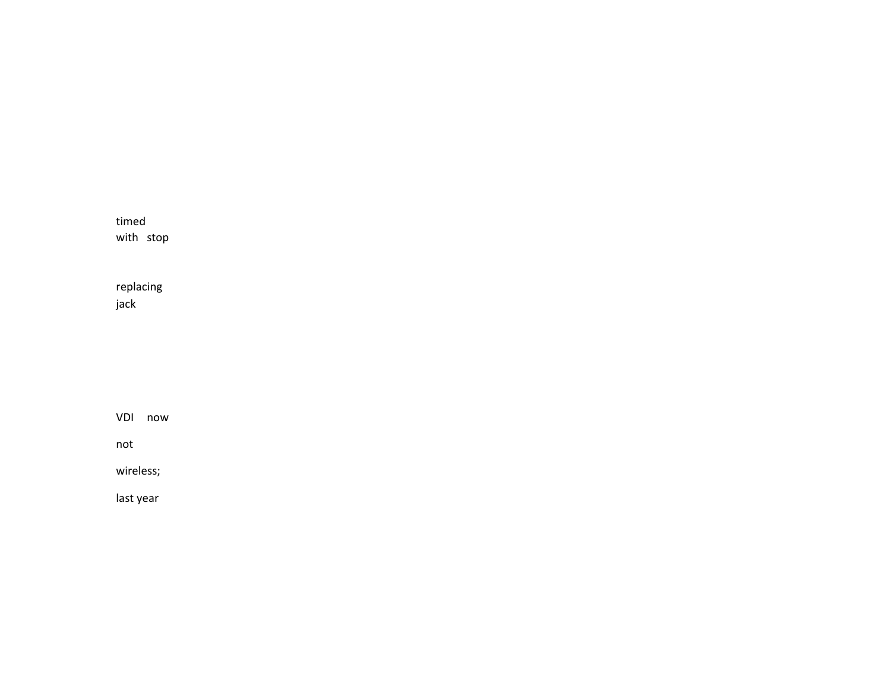timed
with stop

replacing
jack

VDI now

not

wireless;

last year